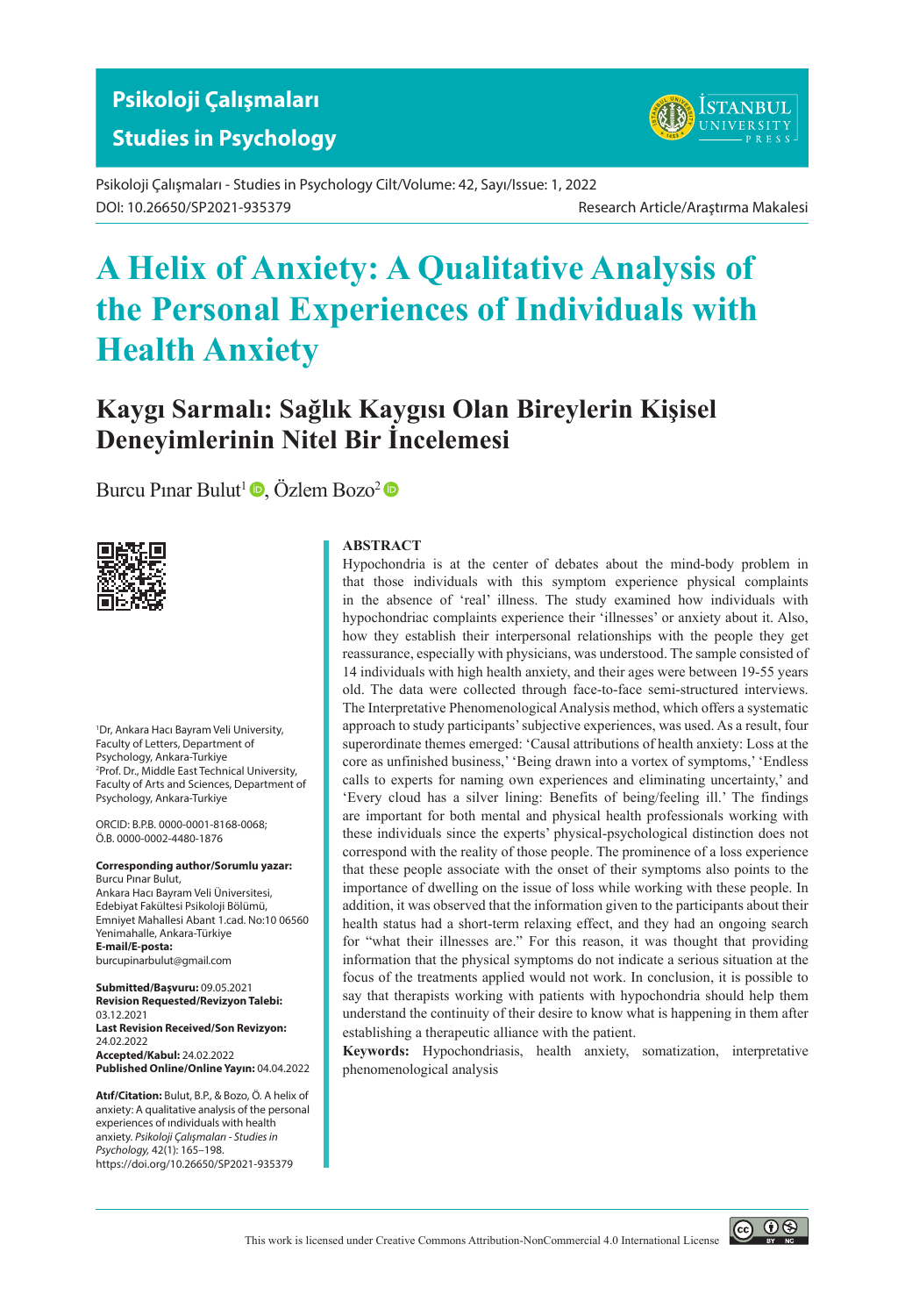# A Helix of Anxiety: A Qualitative Analysis of the Personal Experiences of Individuals with Health Anxiety

## Kaygı Sarmalı: Sağlık Kaygısı Olan Bireylerin Kişisel Deneyimlerinin Nitel Bir İncelemesi

Burcu Pınar Bulut[1], Özlem Bozo[2]

[1]Dr, Ankara Hacı Bayram Veli University, Faculty of Letters, Department of Psychology, Ankara-Turkiye
[2]Prof. Dr., Middle East Technical University, Faculty of Arts and Sciences, Department of Psychology, Ankara-Turkiye

ORCID: B.P.B. 0000-0001-8168-0068; Ö.B. 0000-0002-4480-1876

**Corresponding author/Sorumlu yazar:** Burcu Pınar Bulut,
Ankara Hacı Bayram Veli Üniversitesi, Edebiyat Fakültesi Psikoloji Bölümü, Emniyet Mahallesi Abant 1.cad. No:10 06560 Yenimahalle, Ankara-Türkiye
**E-mail/E-posta:** burcupinarbulut@gmail.com

**Submitted/Başvuru:** 09.05.2021
**Revision Requested/Revizyon Talebi:** 03.12.2021
**Last Revision Received/Son Revizyon:** 24.02.2022
**Accepted/Kabul:** 24.02.2022
**Published Online/Online Yayın:** 04.04.2022

**Atıf/Citation:** Bulut, B.P., & Bozo, Ö. A helix of anxiety: A qualitative analysis of the personal experiences of ındividuals with health anxiety. *Psikoloji Çalışmaları - Studies in Psychology,* 42(1): 165–198. https://doi.org/10.26650/SP2021-935379

### ABSTRACT

Hypochondria is at the center of debates about the mind-body problem in that those individuals with this symptom experience physical complaints in the absence of 'real' illness. The study examined how individuals with hypochondriac complaints experience their 'illnesses' or anxiety about it. Also, how they establish their interpersonal relationships with the people they get reassurance, especially with physicians, was understood. The sample consisted of 14 individuals with high health anxiety, and their ages were between 19-55 years old. The data were collected through face-to-face semi-structured interviews. The Interpretative Phenomenological Analysis method, which offers a systematic approach to study participants' subjective experiences, was used. As a result, four superordinate themes emerged: 'Causal attributions of health anxiety: Loss at the core as unfinished business,' 'Being drawn into a vortex of symptoms,' 'Endless calls to experts for naming own experiences and eliminating uncertainty,' and 'Every cloud has a silver lining: Benefits of being/feeling ill.' The findings are important for both mental and physical health professionals working with these individuals since the experts' physical-psychological distinction does not correspond with the reality of those people. The prominence of a loss experience that these people associate with the onset of their symptoms also points to the importance of dwelling on the issue of loss while working with these people. In addition, it was observed that the information given to the participants about their health status had a short-term relaxing effect, and they had an ongoing search for "what their illnesses are." For this reason, it was thought that providing information that the physical symptoms do not indicate a serious situation at the focus of the treatments applied would not work. In conclusion, it is possible to say that therapists working with patients with hypochondria should help them understand the continuity of their desire to know what is happening in them after establishing a therapeutic alliance with the patient.

**Keywords:** Hypochondriasis, health anxiety, somatization, interpretative phenomenological analysis

This work is licensed under Creative Commons Attribution-NonCommercial 4.0 International License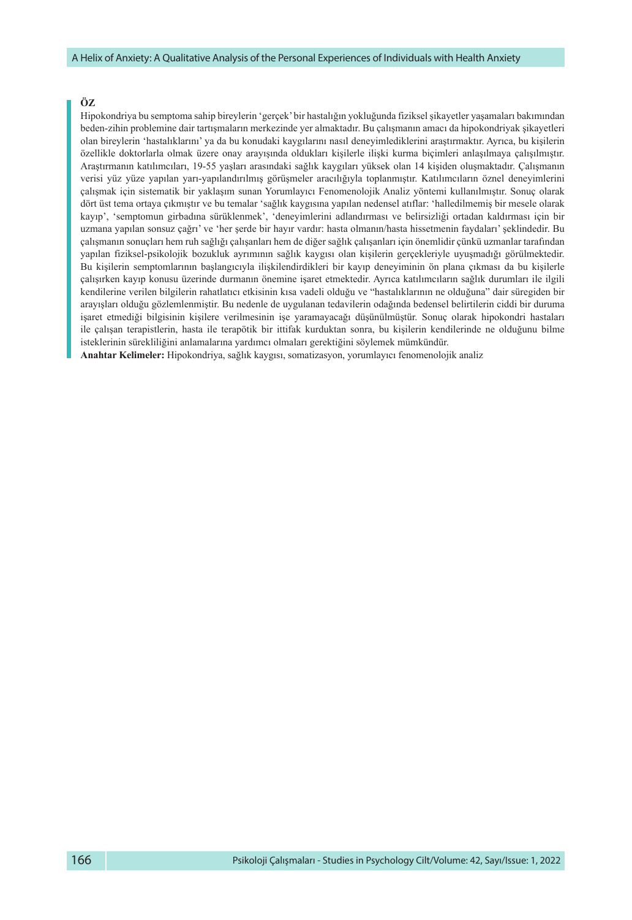## ÖZ

Hipokondriya bu semptoma sahip bireylerin 'gerçek' bir hastalığın yokluğunda fiziksel şikayetler yaşamaları bakımından beden-zihin problemine dair tartışmaların merkezinde yer almaktadır. Bu çalışmanın amacı da hipokondriyak şikayetleri olan bireylerin 'hastalıklarını' ya da bu konudaki kaygılarını nasıl deneyimlediklerini araştırmaktır. Ayrıca, bu kişilerin özellikle doktorlarla olmak üzere onay arayışında oldukları kişilerle ilişki kurma biçimleri anlaşılmaya çalışılmıştır. Araştırmanın katılımcıları, 19-55 yaşları arasındaki sağlık kaygıları yüksek olan 14 kişiden oluşmaktadır. Çalışmanın verisi yüz yüze yapılan yarı-yapılandırılmış görüşmeler aracılığıyla toplanmıştır. Katılımcıların öznel deneyimlerini çalışmak için sistematik bir yaklaşım sunan Yorumlayıcı Fenomenolojik Analiz yöntemi kullanılmıştır. Sonuç olarak dört üst tema ortaya çıkmıştır ve bu temalar 'sağlık kaygısına yapılan nedensel atıflar: 'halledilmemiş bir mesele olarak kayıp', 'semptomun girbadına sürüklenmek', 'deneyimlerini adlandırması ve belirsizliği ortadan kaldırması için bir uzmana yapılan sonsuz çağrı' ve 'her şerde bir hayır vardır: hasta olmanın/hasta hissetmenin faydaları' şeklindedir. Bu çalışmanın sonuçları hem ruh sağlığı çalışanları hem de diğer sağlık çalışanları için önemlidir çünkü uzmanlar tarafından yapılan fiziksel-psikolojik bozukluk ayrımının sağlık kaygısı olan kişilerin gerçekleriyle uyuşmadığı görülmektedir. Bu kişilerin semptomlarının başlangıcıyla ilişkilendirdikleri bir kayıp deneyiminin ön plana çıkması da bu kişilerle çalışırken kayıp konusu üzerinde durmanın önemine işaret etmektedir. Ayrıca katılımcıların sağlık durumları ile ilgili kendilerine verilen bilgilerin rahatlatıcı etkisinin kısa vadeli olduğu ve "hastalıklarının ne olduğuna" dair süregiden bir arayışları olduğu gözlemlenmiştir. Bu nedenle de uygulanan tedavilerin odağında bedensel belirtilerin ciddi bir duruma işaret etmediği bilgisinin kişilere verilmesinin işe yaramayacağı düşünülmüştür. Sonuç olarak hipokondri hastaları ile çalışan terapistlerin, hasta ile terapötik bir ittifak kurduktan sonra, bu kişilerin kendilerinde ne olduğunu bilme isteklerinin sürekliliğini anlamalarına yardımcı olmaları gerektiğini söylemek mümkündür.

**Anahtar Kelimeler:** Hipokondriya, sağlık kaygısı, somatizasyon, yorumlayıcı fenomenolojik analiz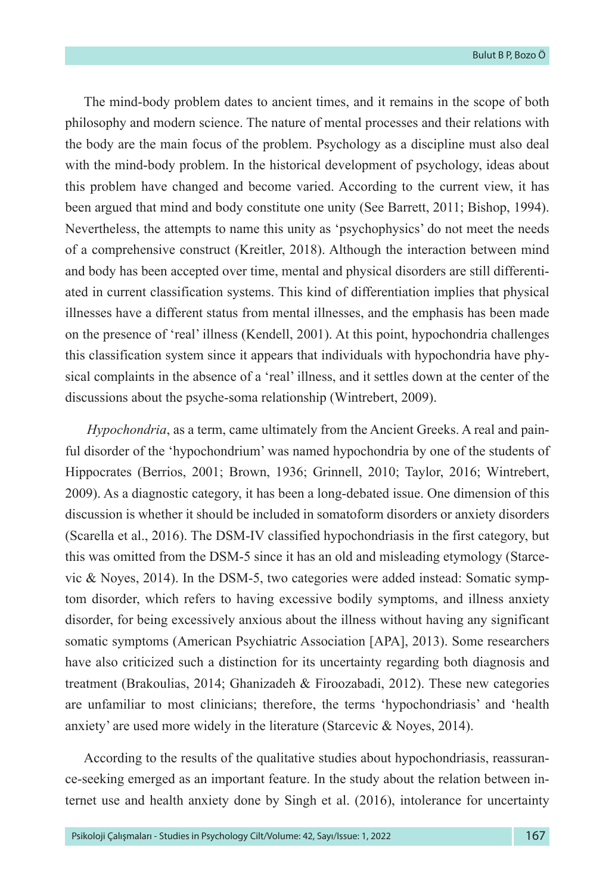The mind-body problem dates to ancient times, and it remains in the scope of both philosophy and modern science. The nature of mental processes and their relations with the body are the main focus of the problem. Psychology as a discipline must also deal with the mind-body problem. In the historical development of psychology, ideas about this problem have changed and become varied. According to the current view, it has been argued that mind and body constitute one unity (See Barrett, 2011; Bishop, 1994). Nevertheless, the attempts to name this unity as 'psychophysics' do not meet the needs of a comprehensive construct (Kreitler, 2018). Although the interaction between mind and body has been accepted over time, mental and physical disorders are still differentiated in current classification systems. This kind of differentiation implies that physical illnesses have a different status from mental illnesses, and the emphasis has been made on the presence of 'real' illness (Kendell, 2001). At this point, hypochondria challenges this classification system since it appears that individuals with hypochondria have physical complaints in the absence of a 'real' illness, and it settles down at the center of the discussions about the psyche-soma relationship (Wintrebert, 2009).

*Hypochondria*, as a term, came ultimately from the Ancient Greeks. A real and painful disorder of the 'hypochondrium' was named hypochondria by one of the students of Hippocrates (Berrios, 2001; Brown, 1936; Grinnell, 2010; Taylor, 2016; Wintrebert, 2009). As a diagnostic category, it has been a long-debated issue. One dimension of this discussion is whether it should be included in somatoform disorders or anxiety disorders (Scarella et al., 2016). The DSM-IV classified hypochondriasis in the first category, but this was omitted from the DSM-5 since it has an old and misleading etymology (Starcevic & Noyes, 2014). In the DSM-5, two categories were added instead: Somatic symptom disorder, which refers to having excessive bodily symptoms, and illness anxiety disorder, for being excessively anxious about the illness without having any significant somatic symptoms (American Psychiatric Association [APA], 2013). Some researchers have also criticized such a distinction for its uncertainty regarding both diagnosis and treatment (Brakoulias, 2014; Ghanizadeh & Firoozabadi, 2012). These new categories are unfamiliar to most clinicians; therefore, the terms 'hypochondriasis' and 'health anxiety' are used more widely in the literature (Starcevic & Noyes, 2014).

According to the results of the qualitative studies about hypochondriasis, reassurance-seeking emerged as an important feature. In the study about the relation between internet use and health anxiety done by Singh et al. (2016), intolerance for uncertainty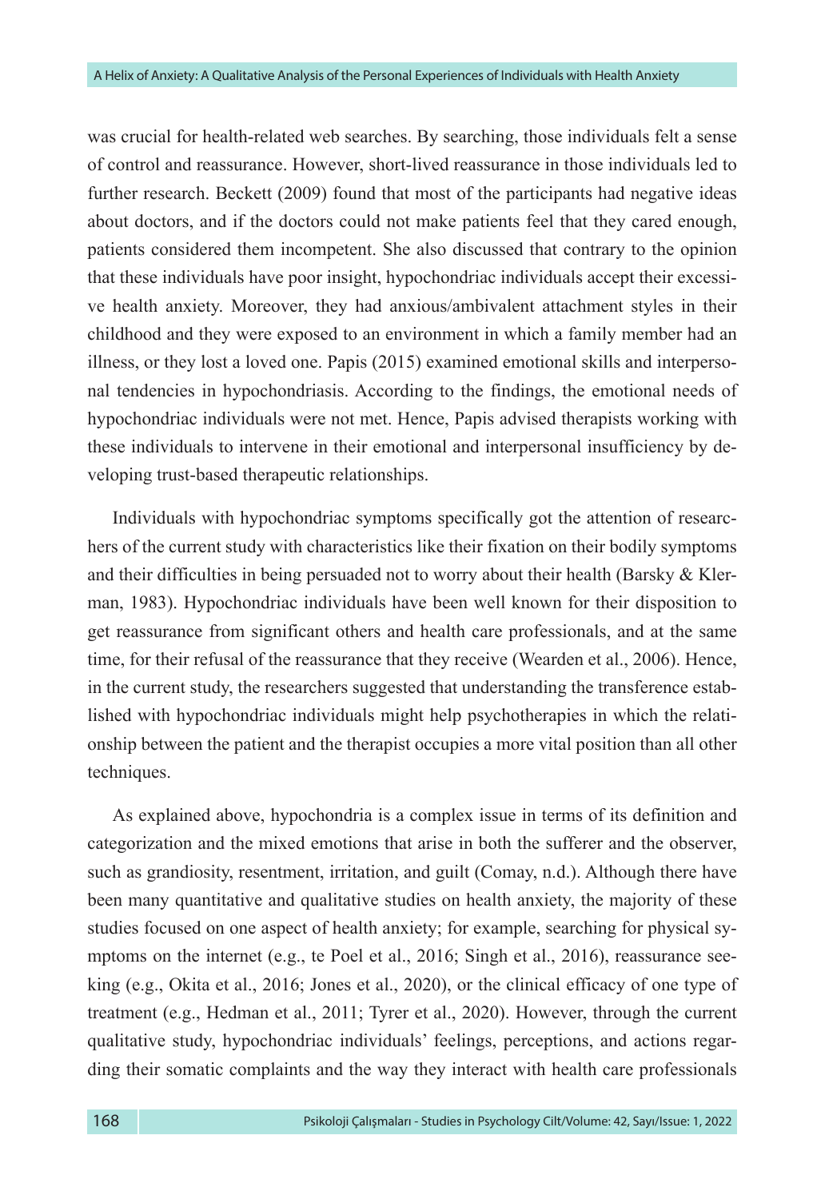was crucial for health-related web searches. By searching, those individuals felt a sense of control and reassurance. However, short-lived reassurance in those individuals led to further research. Beckett (2009) found that most of the participants had negative ideas about doctors, and if the doctors could not make patients feel that they cared enough, patients considered them incompetent. She also discussed that contrary to the opinion that these individuals have poor insight, hypochondriac individuals accept their excessive health anxiety. Moreover, they had anxious/ambivalent attachment styles in their childhood and they were exposed to an environment in which a family member had an illness, or they lost a loved one. Papis (2015) examined emotional skills and interpersonal tendencies in hypochondriasis. According to the findings, the emotional needs of hypochondriac individuals were not met. Hence, Papis advised therapists working with these individuals to intervene in their emotional and interpersonal insufficiency by developing trust-based therapeutic relationships.

Individuals with hypochondriac symptoms specifically got the attention of researchers of the current study with characteristics like their fixation on their bodily symptoms and their difficulties in being persuaded not to worry about their health (Barsky & Klerman, 1983). Hypochondriac individuals have been well known for their disposition to get reassurance from significant others and health care professionals, and at the same time, for their refusal of the reassurance that they receive (Wearden et al., 2006). Hence, in the current study, the researchers suggested that understanding the transference established with hypochondriac individuals might help psychotherapies in which the relationship between the patient and the therapist occupies a more vital position than all other techniques.

As explained above, hypochondria is a complex issue in terms of its definition and categorization and the mixed emotions that arise in both the sufferer and the observer, such as grandiosity, resentment, irritation, and guilt (Comay, n.d.). Although there have been many quantitative and qualitative studies on health anxiety, the majority of these studies focused on one aspect of health anxiety; for example, searching for physical symptoms on the internet (e.g., te Poel et al., 2016; Singh et al., 2016), reassurance seeking (e.g., Okita et al., 2016; Jones et al., 2020), or the clinical efficacy of one type of treatment (e.g., Hedman et al., 2011; Tyrer et al., 2020). However, through the current qualitative study, hypochondriac individuals' feelings, perceptions, and actions regarding their somatic complaints and the way they interact with health care professionals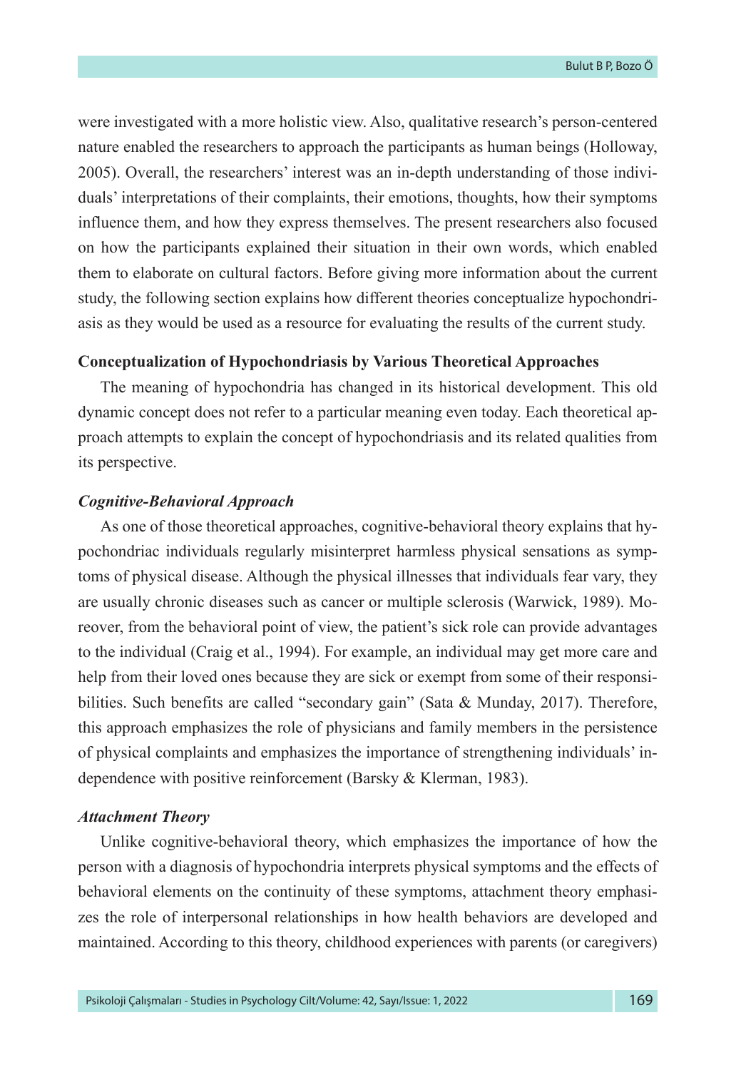were investigated with a more holistic view. Also, qualitative research's person-centered nature enabled the researchers to approach the participants as human beings (Holloway, 2005). Overall, the researchers' interest was an in-depth understanding of those individuals' interpretations of their complaints, their emotions, thoughts, how their symptoms influence them, and how they express themselves. The present researchers also focused on how the participants explained their situation in their own words, which enabled them to elaborate on cultural factors. Before giving more information about the current study, the following section explains how different theories conceptualize hypochondriasis as they would be used as a resource for evaluating the results of the current study.

## Conceptualization of Hypochondriasis by Various Theoretical Approaches

The meaning of hypochondria has changed in its historical development. This old dynamic concept does not refer to a particular meaning even today. Each theoretical approach attempts to explain the concept of hypochondriasis and its related qualities from its perspective.

### *Cognitive-Behavioral Approach*

As one of those theoretical approaches, cognitive-behavioral theory explains that hypochondriac individuals regularly misinterpret harmless physical sensations as symptoms of physical disease. Although the physical illnesses that individuals fear vary, they are usually chronic diseases such as cancer or multiple sclerosis (Warwick, 1989). Moreover, from the behavioral point of view, the patient's sick role can provide advantages to the individual (Craig et al., 1994). For example, an individual may get more care and help from their loved ones because they are sick or exempt from some of their responsibilities. Such benefits are called "secondary gain" (Sata & Munday, 2017). Therefore, this approach emphasizes the role of physicians and family members in the persistence of physical complaints and emphasizes the importance of strengthening individuals' independence with positive reinforcement (Barsky & Klerman, 1983).

### *Attachment Theory*

Unlike cognitive-behavioral theory, which emphasizes the importance of how the person with a diagnosis of hypochondria interprets physical symptoms and the effects of behavioral elements on the continuity of these symptoms, attachment theory emphasizes the role of interpersonal relationships in how health behaviors are developed and maintained. According to this theory, childhood experiences with parents (or caregivers)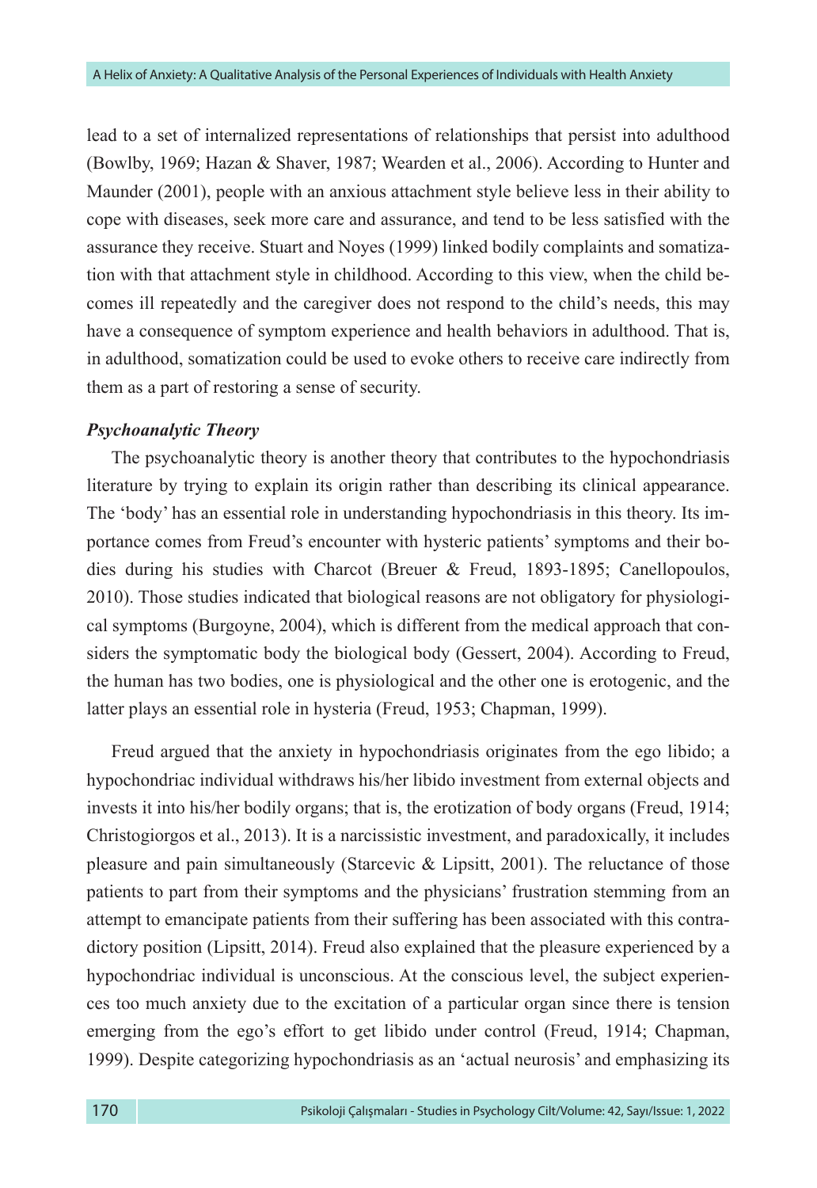lead to a set of internalized representations of relationships that persist into adulthood (Bowlby, 1969; Hazan & Shaver, 1987; Wearden et al., 2006). According to Hunter and Maunder (2001), people with an anxious attachment style believe less in their ability to cope with diseases, seek more care and assurance, and tend to be less satisfied with the assurance they receive. Stuart and Noyes (1999) linked bodily complaints and somatization with that attachment style in childhood. According to this view, when the child becomes ill repeatedly and the caregiver does not respond to the child's needs, this may have a consequence of symptom experience and health behaviors in adulthood. That is, in adulthood, somatization could be used to evoke others to receive care indirectly from them as a part of restoring a sense of security.

### *Psychoanalytic Theory*

The psychoanalytic theory is another theory that contributes to the hypochondriasis literature by trying to explain its origin rather than describing its clinical appearance. The 'body' has an essential role in understanding hypochondriasis in this theory. Its importance comes from Freud's encounter with hysteric patients' symptoms and their bodies during his studies with Charcot (Breuer & Freud, 1893-1895; Canellopoulos, 2010). Those studies indicated that biological reasons are not obligatory for physiological symptoms (Burgoyne, 2004), which is different from the medical approach that considers the symptomatic body the biological body (Gessert, 2004). According to Freud, the human has two bodies, one is physiological and the other one is erotogenic, and the latter plays an essential role in hysteria (Freud, 1953; Chapman, 1999).

Freud argued that the anxiety in hypochondriasis originates from the ego libido; a hypochondriac individual withdraws his/her libido investment from external objects and invests it into his/her bodily organs; that is, the erotization of body organs (Freud, 1914; Christogiorgos et al., 2013). It is a narcissistic investment, and paradoxically, it includes pleasure and pain simultaneously (Starcevic & Lipsitt, 2001). The reluctance of those patients to part from their symptoms and the physicians' frustration stemming from an attempt to emancipate patients from their suffering has been associated with this contradictory position (Lipsitt, 2014). Freud also explained that the pleasure experienced by a hypochondriac individual is unconscious. At the conscious level, the subject experiences too much anxiety due to the excitation of a particular organ since there is tension emerging from the ego's effort to get libido under control (Freud, 1914; Chapman, 1999). Despite categorizing hypochondriasis as an 'actual neurosis' and emphasizing its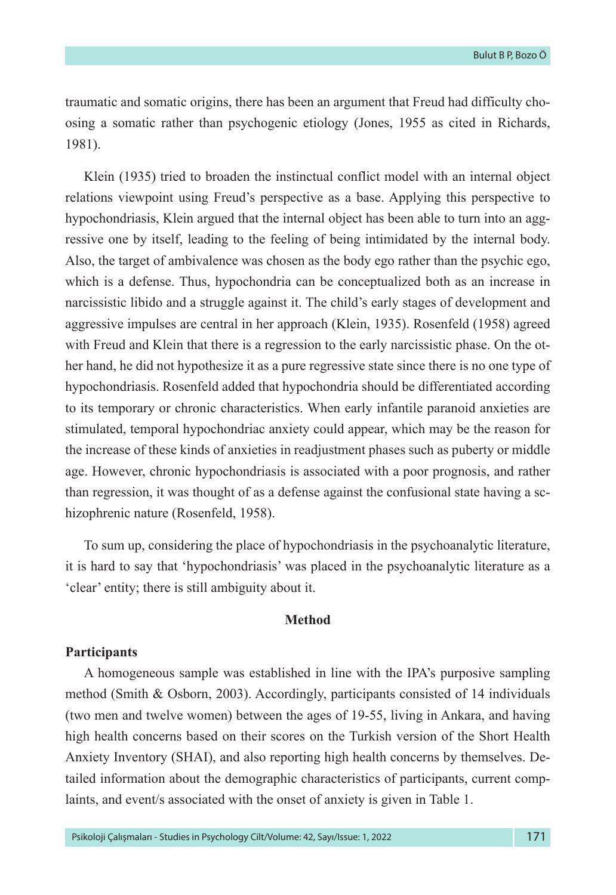traumatic and somatic origins, there has been an argument that Freud had difficulty choosing a somatic rather than psychogenic etiology (Jones, 1955 as cited in Richards, 1981).

Klein (1935) tried to broaden the instinctual conflict model with an internal object relations viewpoint using Freud's perspective as a base. Applying this perspective to hypochondriasis, Klein argued that the internal object has been able to turn into an aggressive one by itself, leading to the feeling of being intimidated by the internal body. Also, the target of ambivalence was chosen as the body ego rather than the psychic ego, which is a defense. Thus, hypochondria can be conceptualized both as an increase in narcissistic libido and a struggle against it. The child's early stages of development and aggressive impulses are central in her approach (Klein, 1935). Rosenfeld (1958) agreed with Freud and Klein that there is a regression to the early narcissistic phase. On the other hand, he did not hypothesize it as a pure regressive state since there is no one type of hypochondriasis. Rosenfeld added that hypochondria should be differentiated according to its temporary or chronic characteristics. When early infantile paranoid anxieties are stimulated, temporal hypochondriac anxiety could appear, which may be the reason for the increase of these kinds of anxieties in readjustment phases such as puberty or middle age. However, chronic hypochondriasis is associated with a poor prognosis, and rather than regression, it was thought of as a defense against the confusional state having a schizophrenic nature (Rosenfeld, 1958).

To sum up, considering the place of hypochondriasis in the psychoanalytic literature, it is hard to say that 'hypochondriasis' was placed in the psychoanalytic literature as a 'clear' entity; there is still ambiguity about it.

## Method

### Participants

A homogeneous sample was established in line with the IPA's purposive sampling method (Smith & Osborn, 2003). Accordingly, participants consisted of 14 individuals (two men and twelve women) between the ages of 19-55, living in Ankara, and having high health concerns based on their scores on the Turkish version of the Short Health Anxiety Inventory (SHAI), and also reporting high health concerns by themselves. Detailed information about the demographic characteristics of participants, current complaints, and event/s associated with the onset of anxiety is given in Table 1.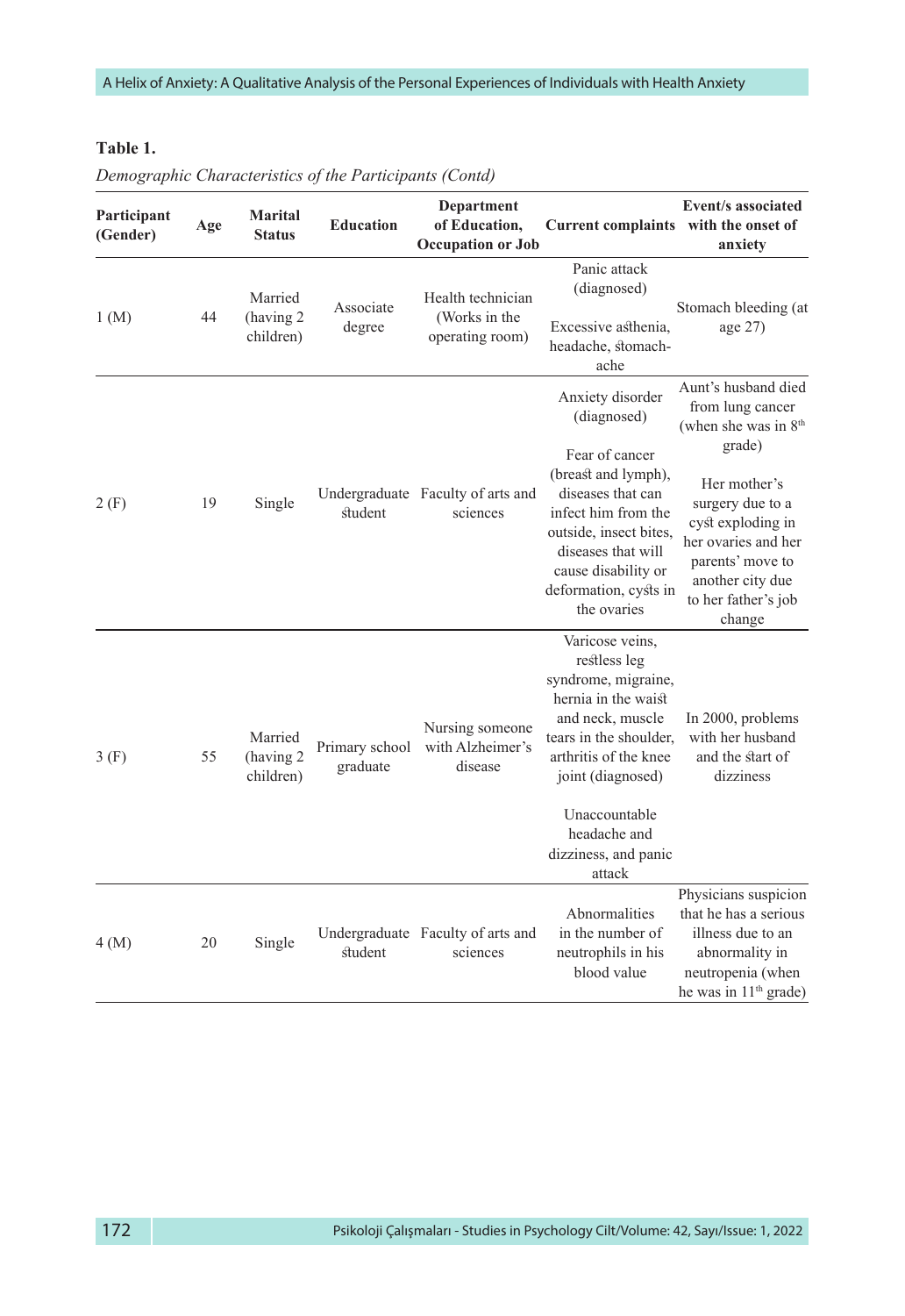**Table 1.**

*Demographic Characteristics of the Participants (Contd)*

| Participant (Gender) | Age | Marital Status | Education | Department of Education, Occupation or Job | Current complaints | Event/s associated with the onset of anxiety |
|---|---|---|---|---|---|---|
| 1 (M) | 44 | Married (having 2 children) | Associate degree | Health technician (Works in the operating room) | Panic attack (diagnosed) Excessive asthenia, headache, stomach-ache | Stomach bleeding (at age 27) |
| 2 (F) | 19 | Single | Undergraduate student | Faculty of arts and sciences | Anxiety disorder (diagnosed) Fear of cancer (breast and lymph), diseases that can infect him from the outside, insect bites, diseases that will cause disability or deformation, cysts in the ovaries | Aunt's husband died from lung cancer (when she was in 8th grade) Her mother's surgery due to a cyst exploding in her ovaries and her parents' move to another city due to her father's job change |
| 3 (F) | 55 | Married (having 2 children) | Primary school graduate | Nursing someone with Alzheimer's disease | Varicose veins, restless leg syndrome, migraine, hernia in the waist and neck, muscle tears in the shoulder, arthritis of the knee joint (diagnosed) Unaccountable headache and dizziness, and panic attack | In 2000, problems with her husband and the start of dizziness |
| 4 (M) | 20 | Single | Undergraduate student | Faculty of arts and sciences | Abnormalities in the number of neutrophils in his blood value | Physicians suspicion that he has a serious illness due to an abnormality in neutropenia (when he was in 11th grade) |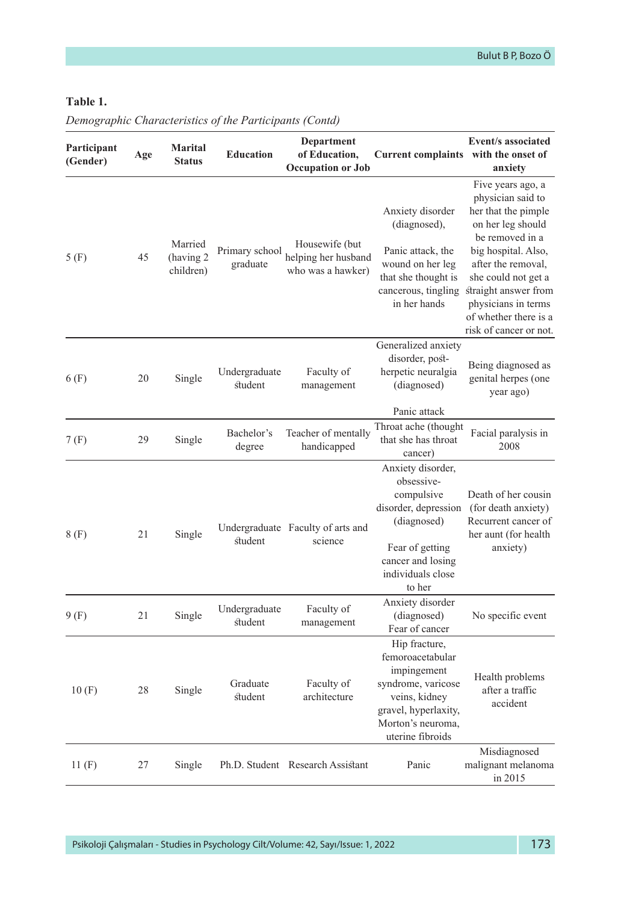**Table 1.**

*Demographic Characteristics of the Participants (Contd)*

| Participant (Gender) | Age | Marital Status | Education | Department of Education, Occupation or Job | Current complaints | Event/s associated with the onset of anxiety |
|---|---|---|---|---|---|---|
| 5 (F) | 45 | Married (having 2 children) | Primary school graduate | Housewife (but helping her husband who was a hawker) | Anxiety disorder (diagnosed), Panic attack, the wound on her leg that she thought is cancerous, tingling in her hands | Five years ago, a physician said to her that the pimple on her leg should be removed in a big hospital. Also, after the removal, she could not get a straight answer from physicians in terms of whether there is a risk of cancer or not. |
| 6 (F) | 20 | Single | Undergraduate student | Faculty of management | Generalized anxiety disorder, post-herpetic neuralgia (diagnosed) Panic attack | Being diagnosed as genital herpes (one year ago) |
| 7 (F) | 29 | Single | Bachelor's degree | Teacher of mentally handicapped | Throat ache (thought that she has throat cancer) | Facial paralysis in 2008 |
| 8 (F) | 21 | Single | Undergraduate student | Faculty of arts and science | Anxiety disorder, obsessive-compulsive disorder, depression (diagnosed) Fear of getting cancer and losing individuals close to her | Death of her cousin (for death anxiety) Recurrent cancer of her aunt (for health anxiety) |
| 9 (F) | 21 | Single | Undergraduate student | Faculty of management | Anxiety disorder (diagnosed) Fear of cancer | No specific event |
| 10 (F) | 28 | Single | Graduate student | Faculty of architecture | Hip fracture, femoroacetabular impingement syndrome, varicose veins, kidney gravel, hyperlaxity, Morton's neuroma, uterine fibroids | Health problems after a traffic accident |
| 11 (F) | 27 | Single | Ph.D. Student | Research Assistant | Panic | Misdiagnosed malignant melanoma in 2015 |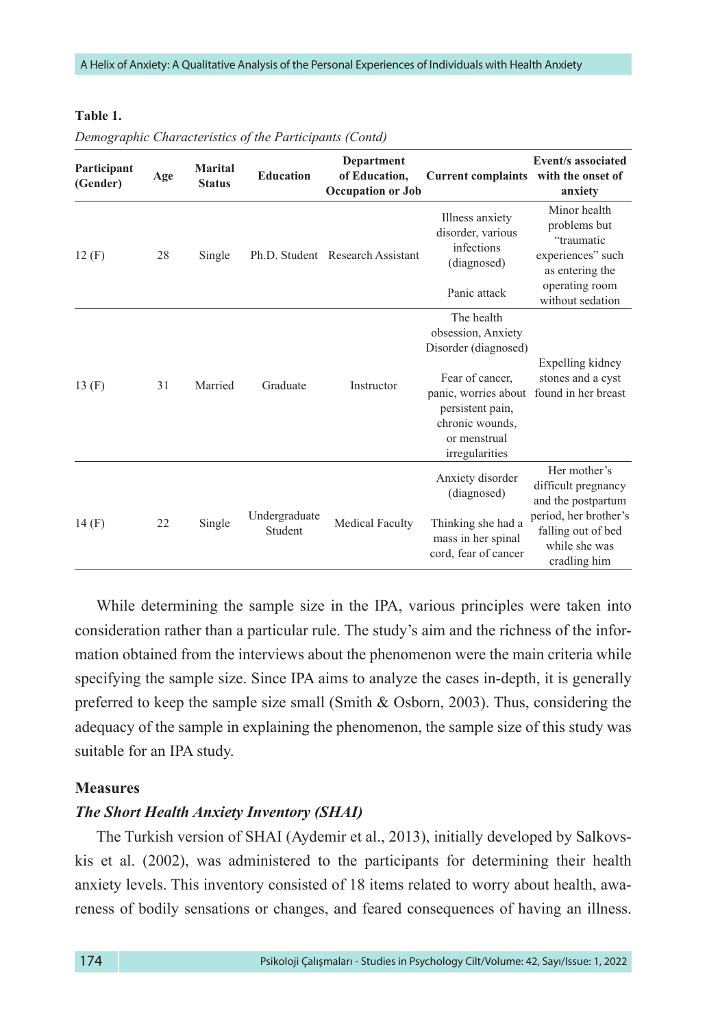**Table 1.**

*Demographic Characteristics of the Participants (Contd)*

| Participant (Gender) | Age | Marital Status | Education | Department of Education, Occupation or Job | Current complaints | Event/s associated with the onset of anxiety |
|---|---|---|---|---|---|---|
| 12 (F) | 28 | Single | Ph.D. Student | Research Assistant | Illness anxiety disorder, various infections (diagnosed) <br> Panic attack | Minor health problems but "traumatic experiences" such as entering the operating room without sedation |
| 13 (F) | 31 | Married | Graduate | Instructor | The health obsession, Anxiety Disorder (diagnosed) <br> Fear of cancer, panic, worries about persistent pain, chronic wounds, or menstrual irregularities | Expelling kidney stones and a cyst found in her breast |
| 14 (F) | 22 | Single | Undergraduate Student | Medical Faculty | Anxiety disorder (diagnosed) <br> Thinking she had a mass in her spinal cord, fear of cancer | Her mother's difficult pregnancy and the postpartum period, her brother's falling out of bed while she was cradling him |

While determining the sample size in the IPA, various principles were taken into consideration rather than a particular rule. The study's aim and the richness of the information obtained from the interviews about the phenomenon were the main criteria while specifying the sample size. Since IPA aims to analyze the cases in-depth, it is generally preferred to keep the sample size small (Smith & Osborn, 2003). Thus, considering the adequacy of the sample in explaining the phenomenon, the sample size of this study was suitable for an IPA study.

## Measures

### *The Short Health Anxiety Inventory (SHAI)*

The Turkish version of SHAI (Aydemir et al., 2013), initially developed by Salkovskis et al. (2002), was administered to the participants for determining their health anxiety levels. This inventory consisted of 18 items related to worry about health, awareness of bodily sensations or changes, and feared consequences of having an illness.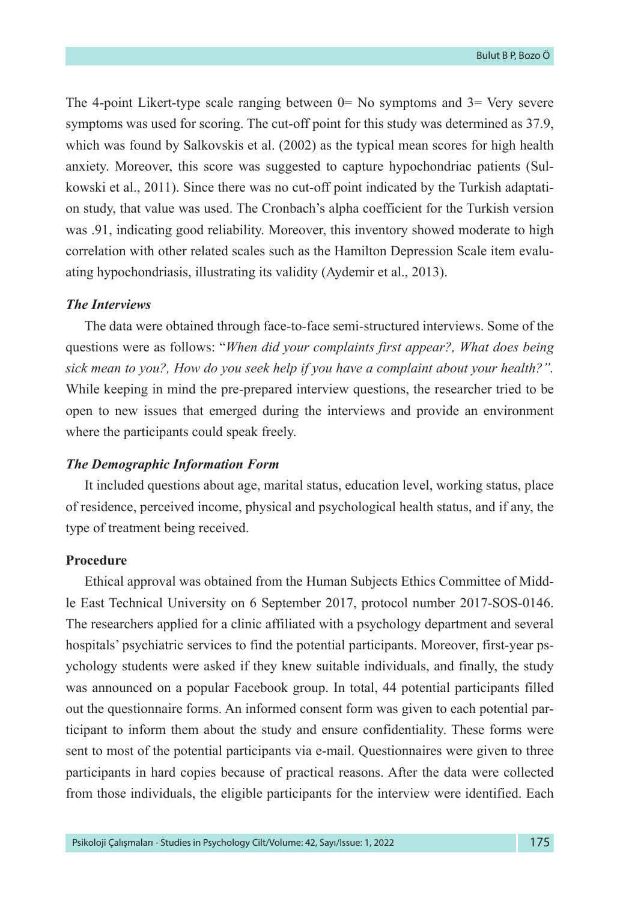The 4-point Likert-type scale ranging between 0= No symptoms and 3= Very severe symptoms was used for scoring. The cut-off point for this study was determined as 37.9, which was found by Salkovskis et al. (2002) as the typical mean scores for high health anxiety. Moreover, this score was suggested to capture hypochondriac patients (Sulkowski et al., 2011). Since there was no cut-off point indicated by the Turkish adaptation study, that value was used. The Cronbach's alpha coefficient for the Turkish version was .91, indicating good reliability. Moreover, this inventory showed moderate to high correlation with other related scales such as the Hamilton Depression Scale item evaluating hypochondriasis, illustrating its validity (Aydemir et al., 2013).

#### *The Interviews*

The data were obtained through face-to-face semi-structured interviews. Some of the questions were as follows: "*When did your complaints first appear?, What does being sick mean to you?, How do you seek help if you have a complaint about your health?".* While keeping in mind the pre-prepared interview questions, the researcher tried to be open to new issues that emerged during the interviews and provide an environment where the participants could speak freely.

#### *The Demographic Information Form*

It included questions about age, marital status, education level, working status, place of residence, perceived income, physical and psychological health status, and if any, the type of treatment being received.

### **Procedure**

Ethical approval was obtained from the Human Subjects Ethics Committee of Middle East Technical University on 6 September 2017, protocol number 2017-SOS-0146. The researchers applied for a clinic affiliated with a psychology department and several hospitals' psychiatric services to find the potential participants. Moreover, first-year psychology students were asked if they knew suitable individuals, and finally, the study was announced on a popular Facebook group. In total, 44 potential participants filled out the questionnaire forms. An informed consent form was given to each potential participant to inform them about the study and ensure confidentiality. These forms were sent to most of the potential participants via e-mail. Questionnaires were given to three participants in hard copies because of practical reasons. After the data were collected from those individuals, the eligible participants for the interview were identified. Each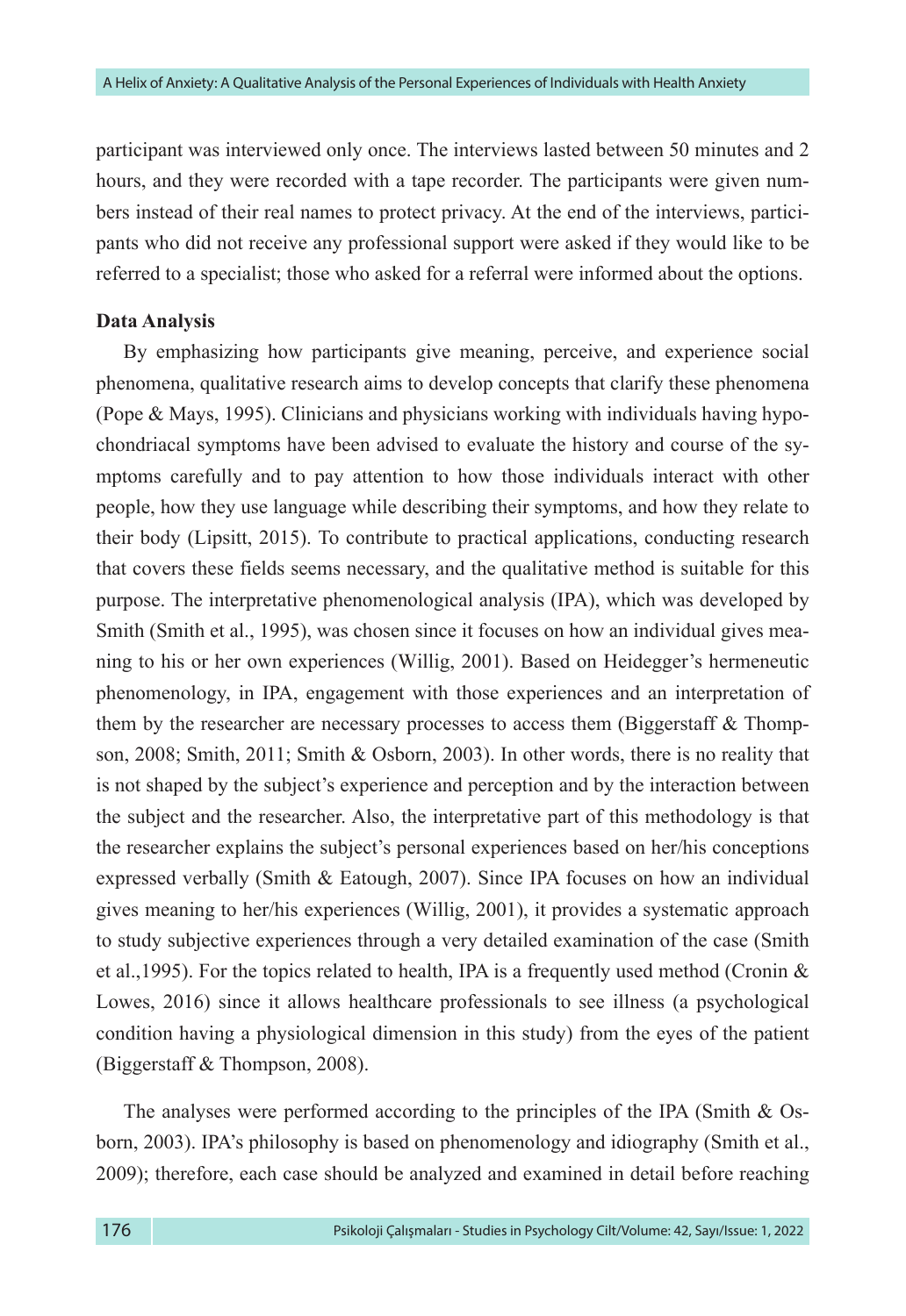participant was interviewed only once. The interviews lasted between 50 minutes and 2 hours, and they were recorded with a tape recorder. The participants were given numbers instead of their real names to protect privacy. At the end of the interviews, participants who did not receive any professional support were asked if they would like to be referred to a specialist; those who asked for a referral were informed about the options.

**Data Analysis**

By emphasizing how participants give meaning, perceive, and experience social phenomena, qualitative research aims to develop concepts that clarify these phenomena (Pope & Mays, 1995). Clinicians and physicians working with individuals having hypochondriacal symptoms have been advised to evaluate the history and course of the symptoms carefully and to pay attention to how those individuals interact with other people, how they use language while describing their symptoms, and how they relate to their body (Lipsitt, 2015). To contribute to practical applications, conducting research that covers these fields seems necessary, and the qualitative method is suitable for this purpose. The interpretative phenomenological analysis (IPA), which was developed by Smith (Smith et al., 1995), was chosen since it focuses on how an individual gives meaning to his or her own experiences (Willig, 2001). Based on Heidegger's hermeneutic phenomenology, in IPA, engagement with those experiences and an interpretation of them by the researcher are necessary processes to access them (Biggerstaff & Thompson, 2008; Smith, 2011; Smith & Osborn, 2003). In other words, there is no reality that is not shaped by the subject's experience and perception and by the interaction between the subject and the researcher. Also, the interpretative part of this methodology is that the researcher explains the subject's personal experiences based on her/his conceptions expressed verbally (Smith & Eatough, 2007). Since IPA focuses on how an individual gives meaning to her/his experiences (Willig, 2001), it provides a systematic approach to study subjective experiences through a very detailed examination of the case (Smith et al.,1995). For the topics related to health, IPA is a frequently used method (Cronin & Lowes, 2016) since it allows healthcare professionals to see illness (a psychological condition having a physiological dimension in this study) from the eyes of the patient (Biggerstaff & Thompson, 2008).

The analyses were performed according to the principles of the IPA (Smith & Osborn, 2003). IPA's philosophy is based on phenomenology and idiography (Smith et al., 2009); therefore, each case should be analyzed and examined in detail before reaching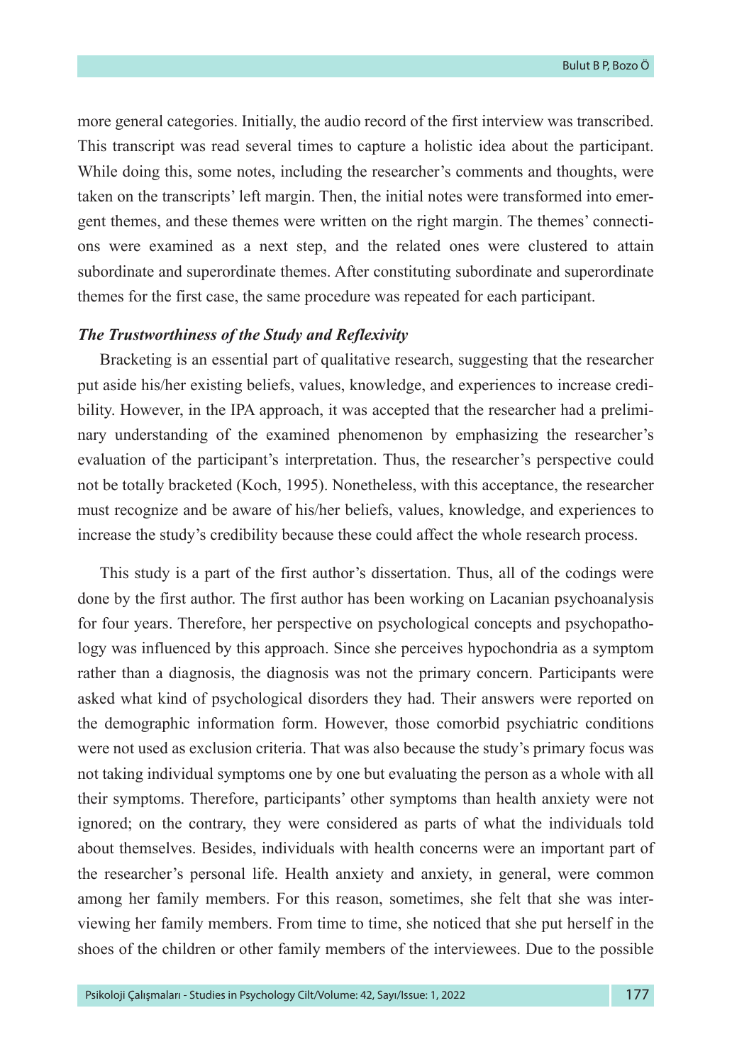more general categories. Initially, the audio record of the first interview was transcribed. This transcript was read several times to capture a holistic idea about the participant. While doing this, some notes, including the researcher's comments and thoughts, were taken on the transcripts' left margin. Then, the initial notes were transformed into emergent themes, and these themes were written on the right margin. The themes' connections were examined as a next step, and the related ones were clustered to attain subordinate and superordinate themes. After constituting subordinate and superordinate themes for the first case, the same procedure was repeated for each participant.

### *The Trustworthiness of the Study and Reflexivity*

Bracketing is an essential part of qualitative research, suggesting that the researcher put aside his/her existing beliefs, values, knowledge, and experiences to increase credibility. However, in the IPA approach, it was accepted that the researcher had a preliminary understanding of the examined phenomenon by emphasizing the researcher's evaluation of the participant's interpretation. Thus, the researcher's perspective could not be totally bracketed (Koch, 1995). Nonetheless, with this acceptance, the researcher must recognize and be aware of his/her beliefs, values, knowledge, and experiences to increase the study's credibility because these could affect the whole research process.

This study is a part of the first author's dissertation. Thus, all of the codings were done by the first author. The first author has been working on Lacanian psychoanalysis for four years. Therefore, her perspective on psychological concepts and psychopathology was influenced by this approach. Since she perceives hypochondria as a symptom rather than a diagnosis, the diagnosis was not the primary concern. Participants were asked what kind of psychological disorders they had. Their answers were reported on the demographic information form. However, those comorbid psychiatric conditions were not used as exclusion criteria. That was also because the study's primary focus was not taking individual symptoms one by one but evaluating the person as a whole with all their symptoms. Therefore, participants' other symptoms than health anxiety were not ignored; on the contrary, they were considered as parts of what the individuals told about themselves. Besides, individuals with health concerns were an important part of the researcher's personal life. Health anxiety and anxiety, in general, were common among her family members. For this reason, sometimes, she felt that she was interviewing her family members. From time to time, she noticed that she put herself in the shoes of the children or other family members of the interviewees. Due to the possible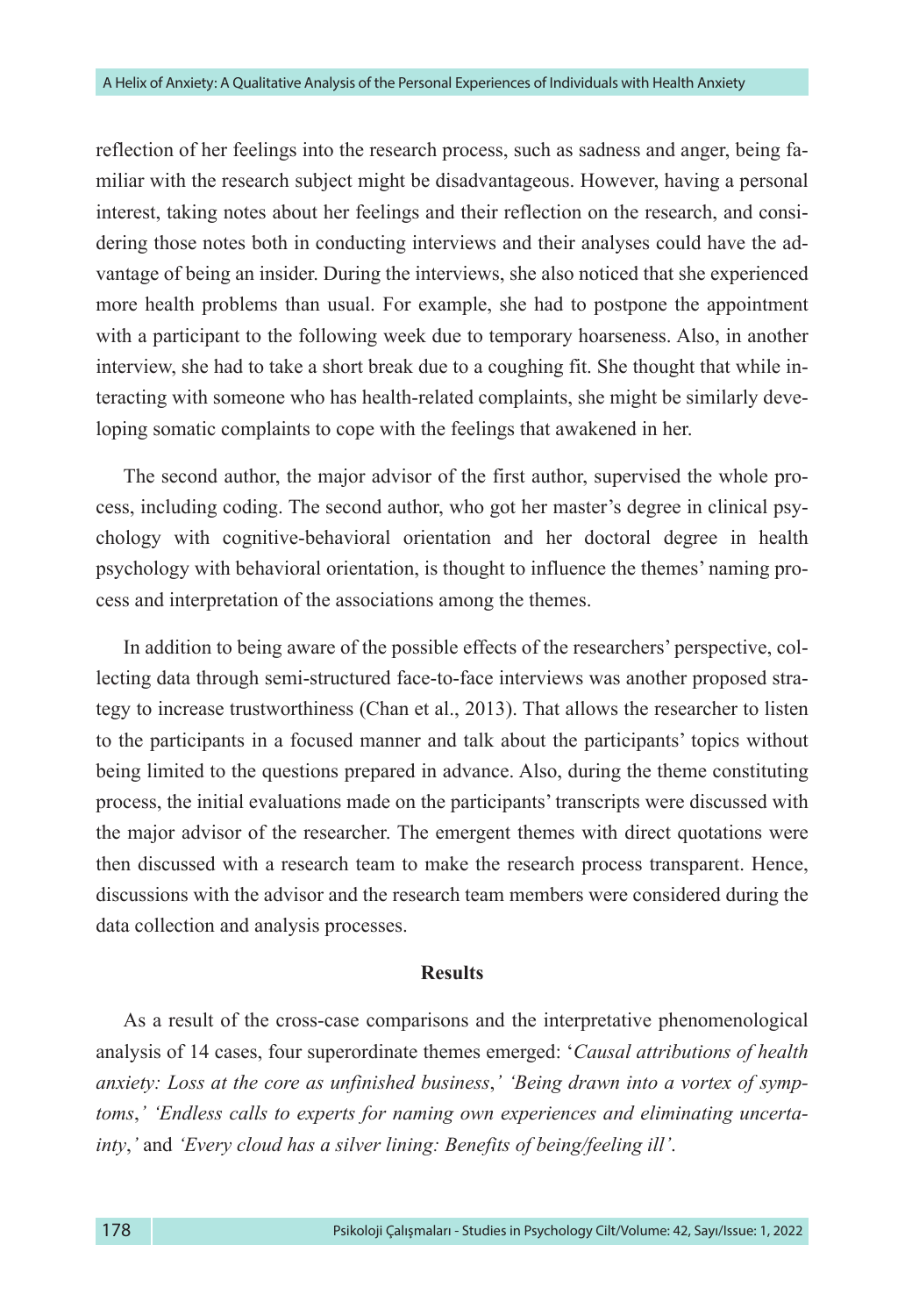reflection of her feelings into the research process, such as sadness and anger, being familiar with the research subject might be disadvantageous. However, having a personal interest, taking notes about her feelings and their reflection on the research, and considering those notes both in conducting interviews and their analyses could have the advantage of being an insider. During the interviews, she also noticed that she experienced more health problems than usual. For example, she had to postpone the appointment with a participant to the following week due to temporary hoarseness. Also, in another interview, she had to take a short break due to a coughing fit. She thought that while interacting with someone who has health-related complaints, she might be similarly developing somatic complaints to cope with the feelings that awakened in her.

The second author, the major advisor of the first author, supervised the whole process, including coding. The second author, who got her master's degree in clinical psychology with cognitive-behavioral orientation and her doctoral degree in health psychology with behavioral orientation, is thought to influence the themes' naming process and interpretation of the associations among the themes.

In addition to being aware of the possible effects of the researchers' perspective, collecting data through semi-structured face-to-face interviews was another proposed strategy to increase trustworthiness (Chan et al., 2013). That allows the researcher to listen to the participants in a focused manner and talk about the participants' topics without being limited to the questions prepared in advance. Also, during the theme constituting process, the initial evaluations made on the participants' transcripts were discussed with the major advisor of the researcher. The emergent themes with direct quotations were then discussed with a research team to make the research process transparent. Hence, discussions with the advisor and the research team members were considered during the data collection and analysis processes.

## Results

As a result of the cross-case comparisons and the interpretative phenomenological analysis of 14 cases, four superordinate themes emerged: '*Causal attributions of health anxiety: Loss at the core as unfinished business*,' *'Being drawn into a vortex of symptoms*,*' 'Endless calls to experts for naming own experiences and eliminating uncertainty*,*'* and *'Every cloud has a silver lining: Benefits of being/feeling ill'*.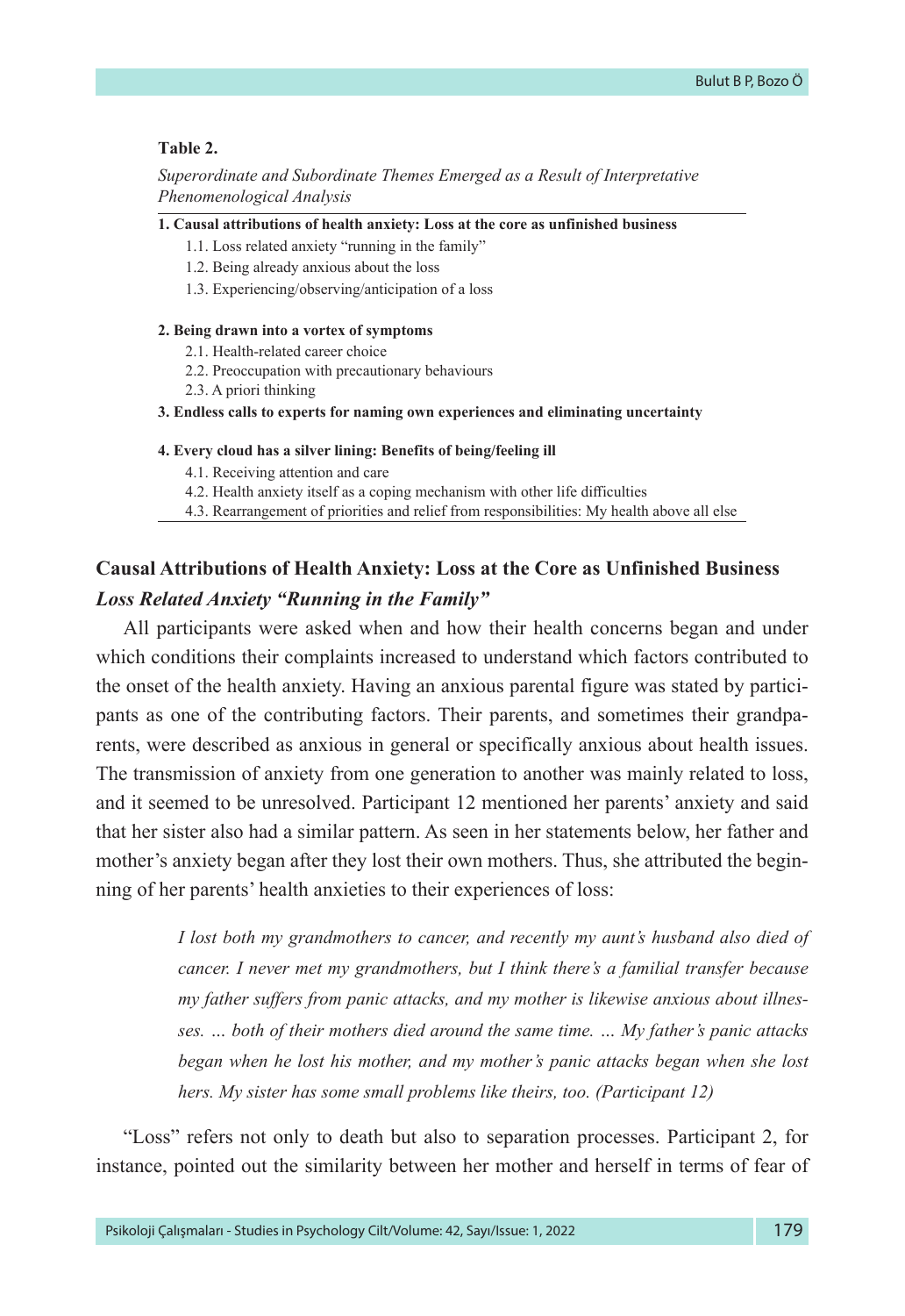**Table 2.**

*Superordinate and Subordinate Themes Emerged as a Result of Interpretative Phenomenological Analysis*

**1. Causal attributions of health anxiety: Loss at the core as unfinished business**

- 1.1. Loss related anxiety "running in the family"
- 1.2. Being already anxious about the loss
- 1.3. Experiencing/observing/anticipation of a loss

**2. Being drawn into a vortex of symptoms**

- 2.1. Health-related career choice
- 2.2. Preoccupation with precautionary behaviours
- 2.3. A priori thinking

**3. Endless calls to experts for naming own experiences and eliminating uncertainty**

**4. Every cloud has a silver lining: Benefits of being/feeling ill**

- 4.1. Receiving attention and care
- 4.2. Health anxiety itself as a coping mechanism with other life difficulties
- 4.3. Rearrangement of priorities and relief from responsibilities: My health above all else

## Causal Attributions of Health Anxiety: Loss at the Core as Unfinished Business

### *Loss Related Anxiety "Running in the Family"*

All participants were asked when and how their health concerns began and under which conditions their complaints increased to understand which factors contributed to the onset of the health anxiety. Having an anxious parental figure was stated by participants as one of the contributing factors. Their parents, and sometimes their grandparents, were described as anxious in general or specifically anxious about health issues. The transmission of anxiety from one generation to another was mainly related to loss, and it seemed to be unresolved. Participant 12 mentioned her parents' anxiety and said that her sister also had a similar pattern. As seen in her statements below, her father and mother's anxiety began after they lost their own mothers. Thus, she attributed the beginning of her parents' health anxieties to their experiences of loss:

> *I lost both my grandmothers to cancer, and recently my aunt's husband also died of cancer. I never met my grandmothers, but I think there's a familial transfer because my father suffers from panic attacks, and my mother is likewise anxious about illnesses. … both of their mothers died around the same time. … My father's panic attacks began when he lost his mother, and my mother's panic attacks began when she lost hers. My sister has some small problems like theirs, too. (Participant 12)*

"Loss" refers not only to death but also to separation processes. Participant 2, for instance, pointed out the similarity between her mother and herself in terms of fear of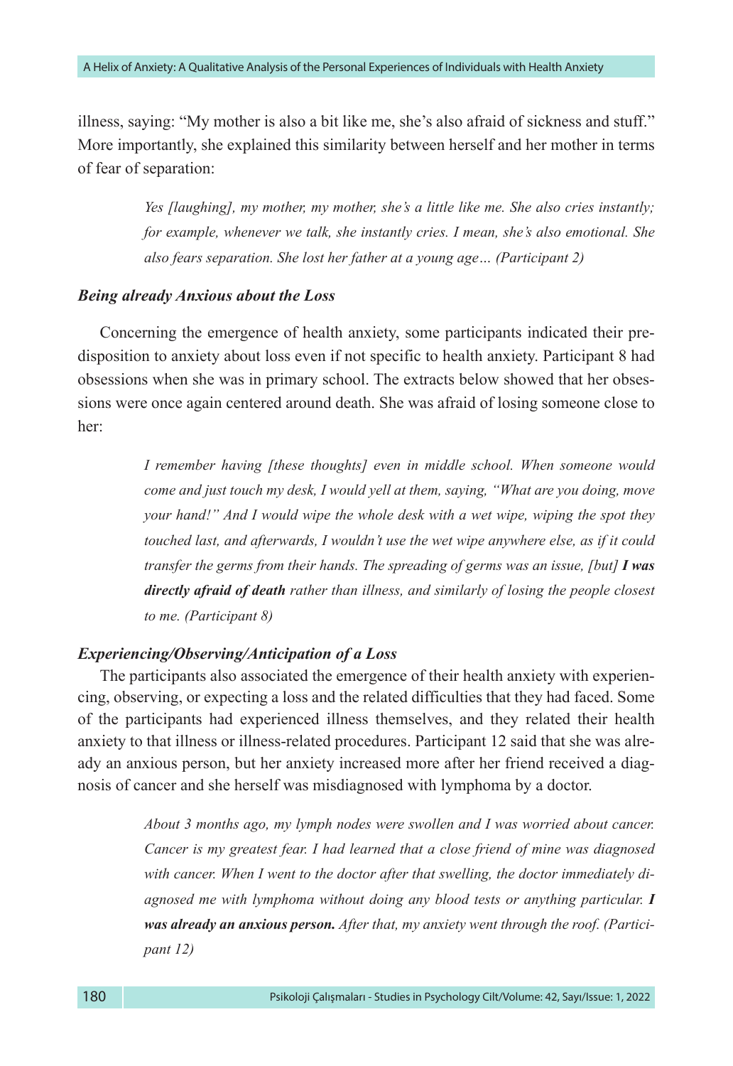illness, saying: "My mother is also a bit like me, she's also afraid of sickness and stuff." More importantly, she explained this similarity between herself and her mother in terms of fear of separation:

> *Yes [laughing], my mother, my mother, she's a little like me. She also cries instantly; for example, whenever we talk, she instantly cries. I mean, she's also emotional. She also fears separation. She lost her father at a young age… (Participant 2)*

### *Being already Anxious about the Loss*

Concerning the emergence of health anxiety, some participants indicated their predisposition to anxiety about loss even if not specific to health anxiety. Participant 8 had obsessions when she was in primary school. The extracts below showed that her obsessions were once again centered around death. She was afraid of losing someone close to her:

> *I remember having [these thoughts] even in middle school. When someone would come and just touch my desk, I would yell at them, saying, "What are you doing, move your hand!" And I would wipe the whole desk with a wet wipe, wiping the spot they touched last, and afterwards, I wouldn't use the wet wipe anywhere else, as if it could transfer the germs from their hands. The spreading of germs was an issue, [but]* ***I was directly afraid of death*** *rather than illness, and similarly of losing the people closest to me. (Participant 8)*

### *Experiencing/Observing/Anticipation of a Loss*

The participants also associated the emergence of their health anxiety with experiencing, observing, or expecting a loss and the related difficulties that they had faced. Some of the participants had experienced illness themselves, and they related their health anxiety to that illness or illness-related procedures. Participant 12 said that she was already an anxious person, but her anxiety increased more after her friend received a diagnosis of cancer and she herself was misdiagnosed with lymphoma by a doctor.

> *About 3 months ago, my lymph nodes were swollen and I was worried about cancer. Cancer is my greatest fear. I had learned that a close friend of mine was diagnosed with cancer. When I went to the doctor after that swelling, the doctor immediately diagnosed me with lymphoma without doing any blood tests or anything particular.* ***I was already an anxious person.*** *After that, my anxiety went through the roof. (Participant 12)*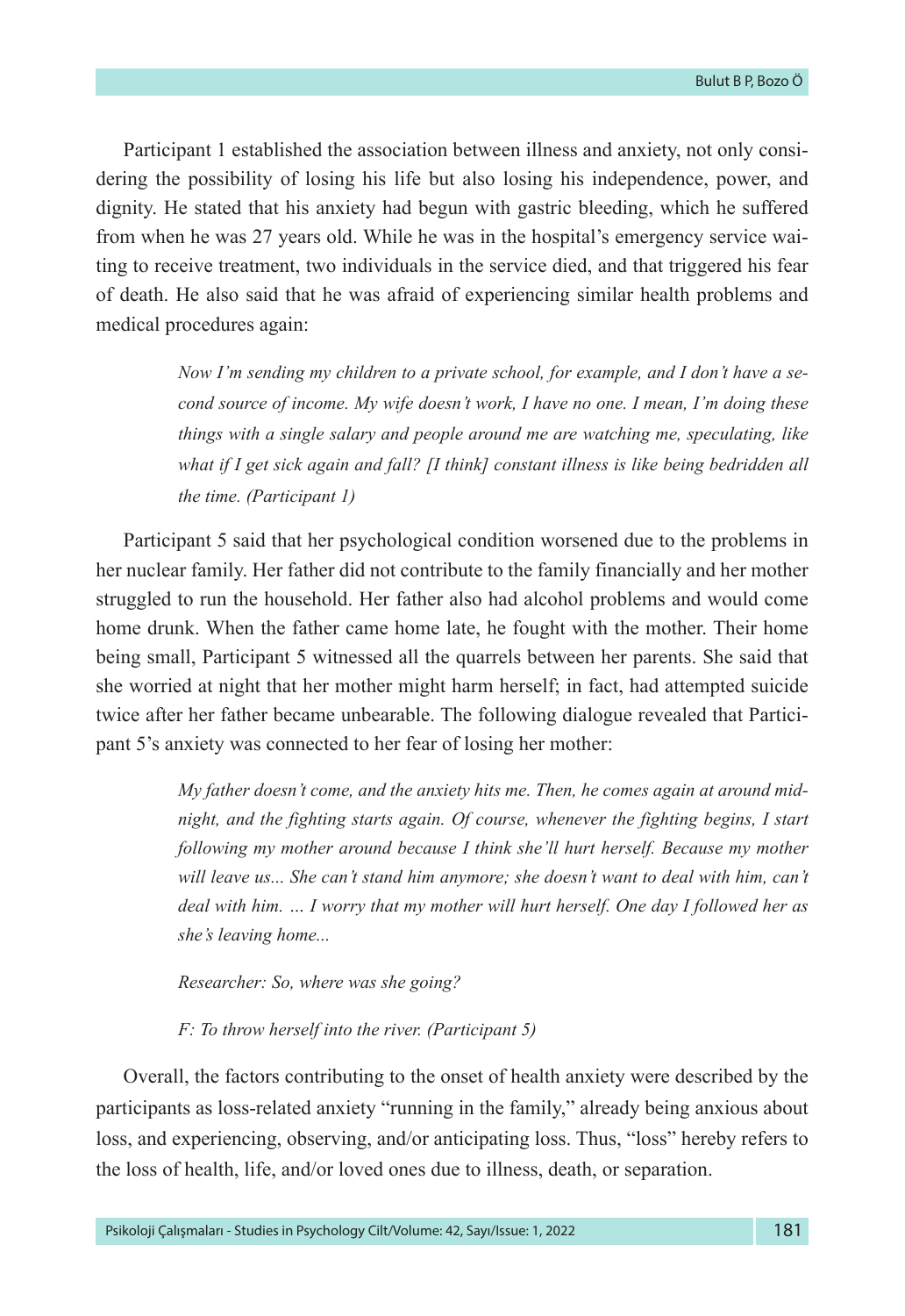Participant 1 established the association between illness and anxiety, not only considering the possibility of losing his life but also losing his independence, power, and dignity. He stated that his anxiety had begun with gastric bleeding, which he suffered from when he was 27 years old. While he was in the hospital's emergency service waiting to receive treatment, two individuals in the service died, and that triggered his fear of death. He also said that he was afraid of experiencing similar health problems and medical procedures again:

> *Now I'm sending my children to a private school, for example, and I don't have a second source of income. My wife doesn't work, I have no one. I mean, I'm doing these things with a single salary and people around me are watching me, speculating, like what if I get sick again and fall? [I think] constant illness is like being bedridden all the time. (Participant 1)*

Participant 5 said that her psychological condition worsened due to the problems in her nuclear family. Her father did not contribute to the family financially and her mother struggled to run the household. Her father also had alcohol problems and would come home drunk. When the father came home late, he fought with the mother. Their home being small, Participant 5 witnessed all the quarrels between her parents. She said that she worried at night that her mother might harm herself; in fact, had attempted suicide twice after her father became unbearable. The following dialogue revealed that Participant 5's anxiety was connected to her fear of losing her mother:

> *My father doesn't come, and the anxiety hits me. Then, he comes again at around midnight, and the fighting starts again. Of course, whenever the fighting begins, I start following my mother around because I think she'll hurt herself. Because my mother will leave us... She can't stand him anymore; she doesn't want to deal with him, can't deal with him. … I worry that my mother will hurt herself. One day I followed her as she's leaving home...*
>
> *Researcher: So, where was she going?*
>
> *F: To throw herself into the river. (Participant 5)*

Overall, the factors contributing to the onset of health anxiety were described by the participants as loss-related anxiety "running in the family," already being anxious about loss, and experiencing, observing, and/or anticipating loss. Thus, "loss" hereby refers to the loss of health, life, and/or loved ones due to illness, death, or separation.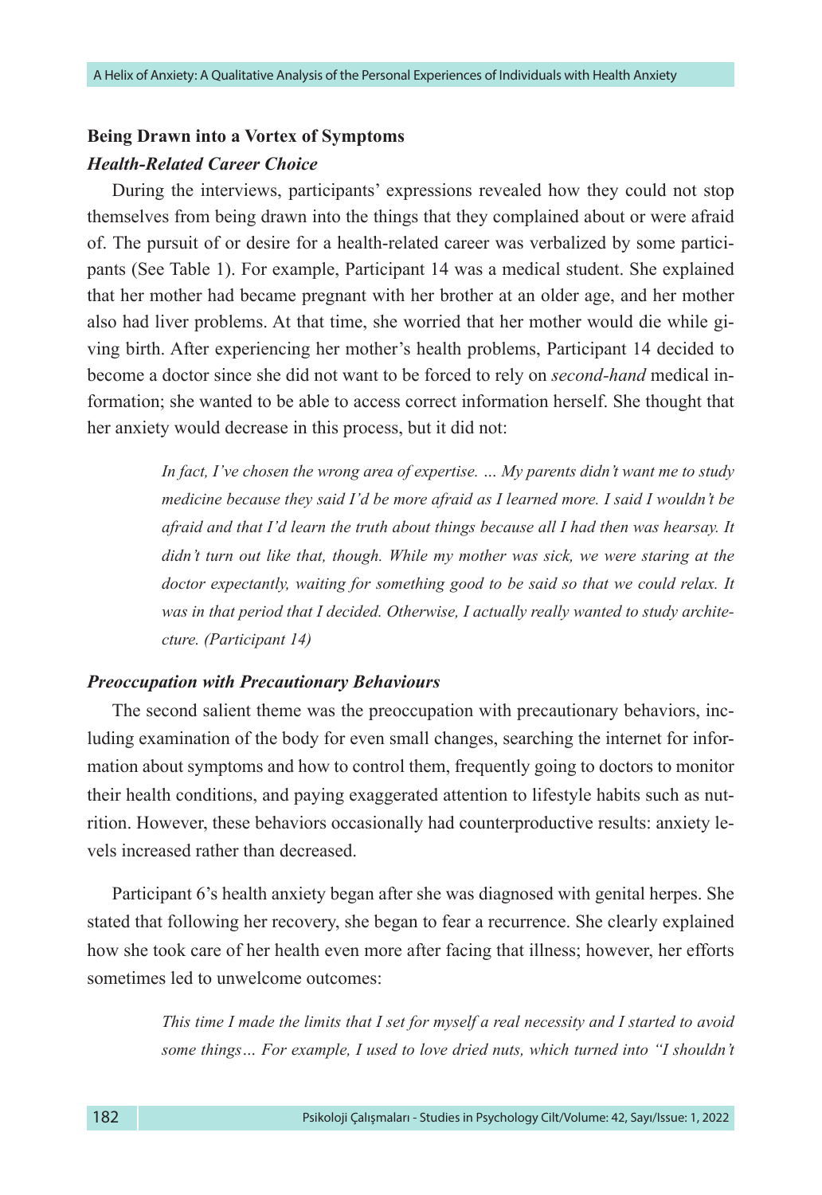## Being Drawn into a Vortex of Symptoms

### *Health-Related Career Choice*

During the interviews, participants' expressions revealed how they could not stop themselves from being drawn into the things that they complained about or were afraid of. The pursuit of or desire for a health-related career was verbalized by some participants (See Table 1). For example, Participant 14 was a medical student. She explained that her mother had became pregnant with her brother at an older age, and her mother also had liver problems. At that time, she worried that her mother would die while giving birth. After experiencing her mother's health problems, Participant 14 decided to become a doctor since she did not want to be forced to rely on *second-hand* medical information; she wanted to be able to access correct information herself. She thought that her anxiety would decrease in this process, but it did not:

> *In fact, I've chosen the wrong area of expertise. … My parents didn't want me to study medicine because they said I'd be more afraid as I learned more. I said I wouldn't be afraid and that I'd learn the truth about things because all I had then was hearsay. It didn't turn out like that, though. While my mother was sick, we were staring at the doctor expectantly, waiting for something good to be said so that we could relax. It was in that period that I decided. Otherwise, I actually really wanted to study architecture. (Participant 14)*

### *Preoccupation with Precautionary Behaviours*

The second salient theme was the preoccupation with precautionary behaviors, including examination of the body for even small changes, searching the internet for information about symptoms and how to control them, frequently going to doctors to monitor their health conditions, and paying exaggerated attention to lifestyle habits such as nutrition. However, these behaviors occasionally had counterproductive results: anxiety levels increased rather than decreased.

Participant 6's health anxiety began after she was diagnosed with genital herpes. She stated that following her recovery, she began to fear a recurrence. She clearly explained how she took care of her health even more after facing that illness; however, her efforts sometimes led to unwelcome outcomes:

> *This time I made the limits that I set for myself a real necessity and I started to avoid some things… For example, I used to love dried nuts, which turned into "I shouldn't*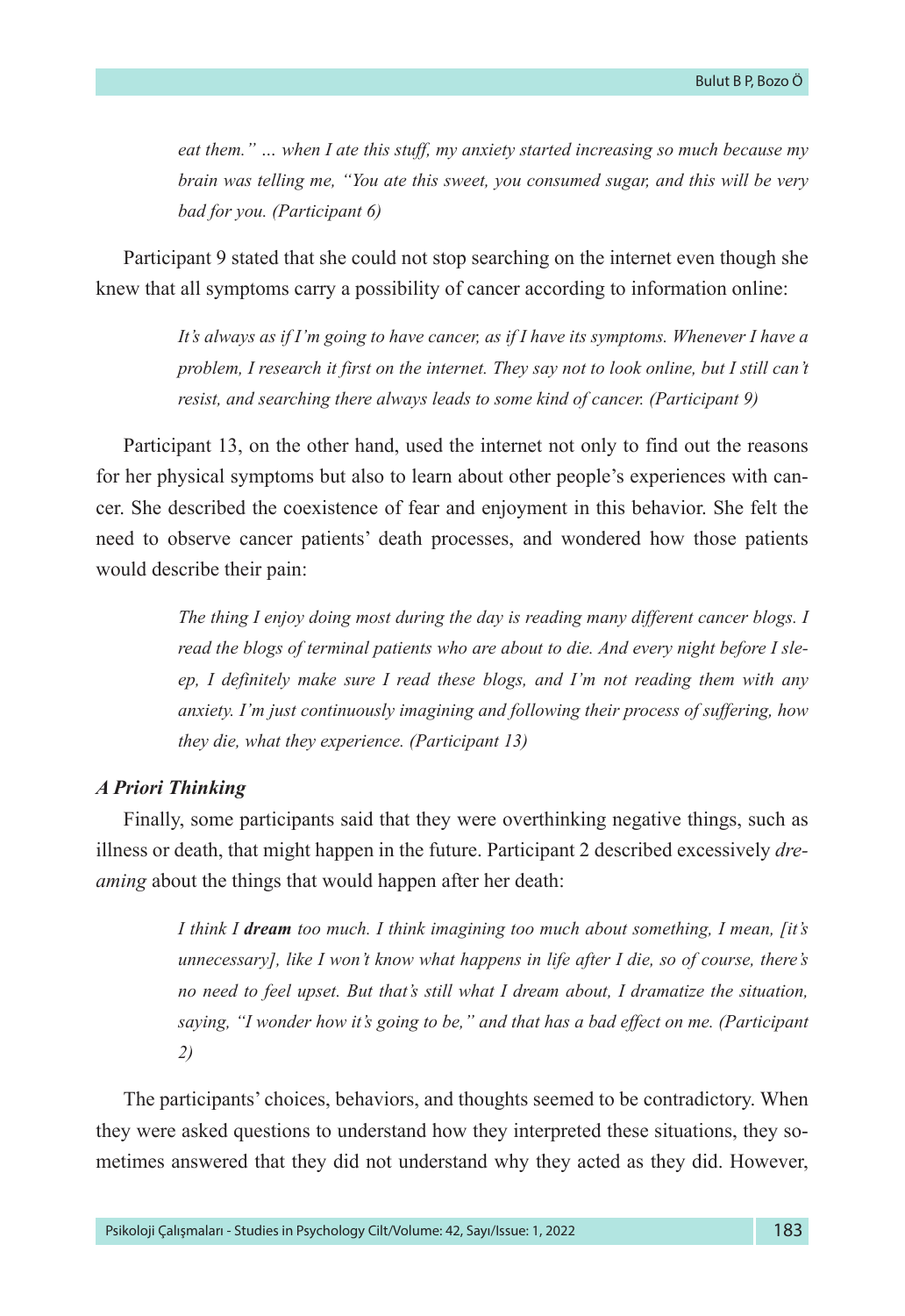> *eat them." … when I ate this stuff, my anxiety started increasing so much because my brain was telling me, "You ate this sweet, you consumed sugar, and this will be very bad for you. (Participant 6)*

Participant 9 stated that she could not stop searching on the internet even though she knew that all symptoms carry a possibility of cancer according to information online:

> *It's always as if I'm going to have cancer, as if I have its symptoms. Whenever I have a problem, I research it first on the internet. They say not to look online, but I still can't resist, and searching there always leads to some kind of cancer. (Participant 9)*

Participant 13, on the other hand, used the internet not only to find out the reasons for her physical symptoms but also to learn about other people's experiences with cancer. She described the coexistence of fear and enjoyment in this behavior. She felt the need to observe cancer patients' death processes, and wondered how those patients would describe their pain:

> *The thing I enjoy doing most during the day is reading many different cancer blogs. I read the blogs of terminal patients who are about to die. And every night before I sleep, I definitely make sure I read these blogs, and I'm not reading them with any anxiety. I'm just continuously imagining and following their process of suffering, how they die, what they experience. (Participant 13)*

### *A Priori Thinking*

Finally, some participants said that they were overthinking negative things, such as illness or death, that might happen in the future. Participant 2 described excessively *dreaming* about the things that would happen after her death:

> *I think I **dream** too much. I think imagining too much about something, I mean, [it's unnecessary], like I won't know what happens in life after I die, so of course, there's no need to feel upset. But that's still what I dream about, I dramatize the situation, saying, "I wonder how it's going to be," and that has a bad effect on me. (Participant 2)*

The participants' choices, behaviors, and thoughts seemed to be contradictory. When they were asked questions to understand how they interpreted these situations, they sometimes answered that they did not understand why they acted as they did. However,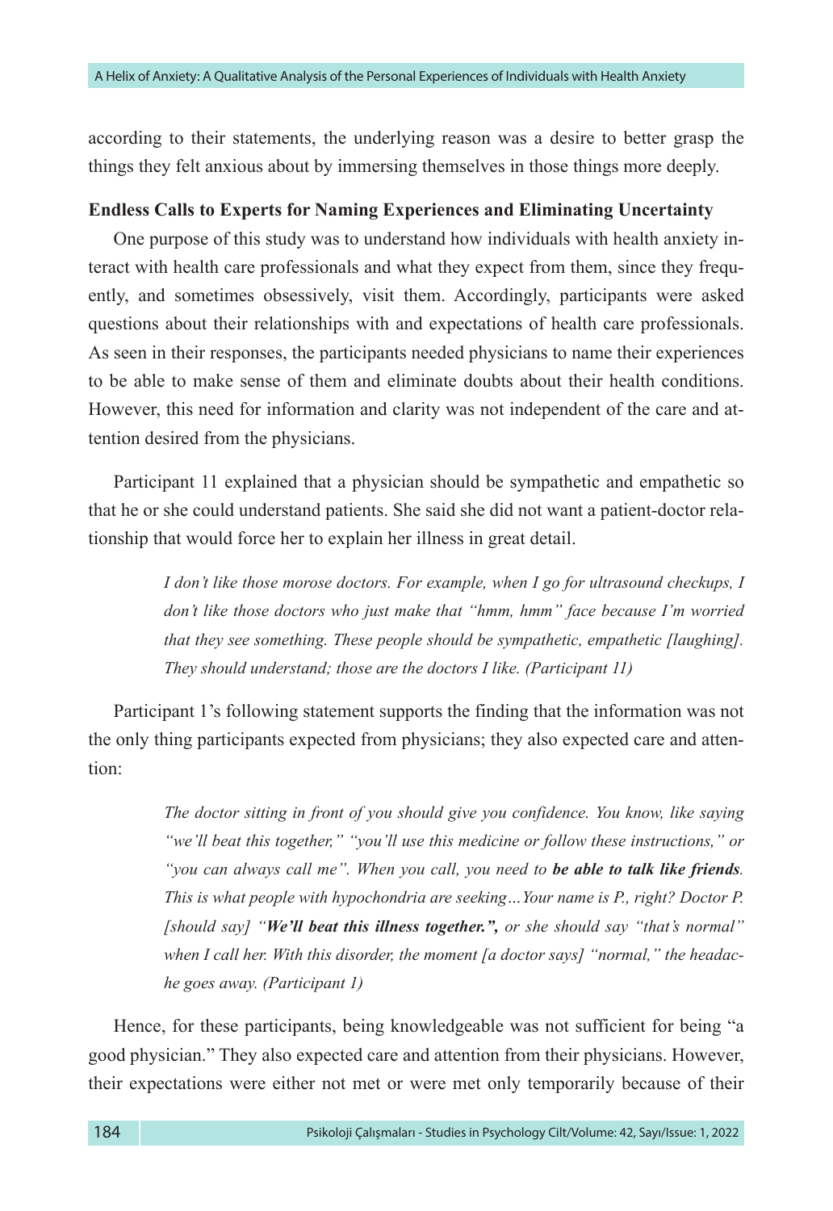according to their statements, the underlying reason was a desire to better grasp the things they felt anxious about by immersing themselves in those things more deeply.

**Endless Calls to Experts for Naming Experiences and Eliminating Uncertainty**

One purpose of this study was to understand how individuals with health anxiety interact with health care professionals and what they expect from them, since they frequently, and sometimes obsessively, visit them. Accordingly, participants were asked questions about their relationships with and expectations of health care professionals. As seen in their responses, the participants needed physicians to name their experiences to be able to make sense of them and eliminate doubts about their health conditions. However, this need for information and clarity was not independent of the care and attention desired from the physicians.

Participant 11 explained that a physician should be sympathetic and empathetic so that he or she could understand patients. She said she did not want a patient-doctor relationship that would force her to explain her illness in great detail.

> *I don't like those morose doctors. For example, when I go for ultrasound checkups, I don't like those doctors who just make that "hmm, hmm" face because I'm worried that they see something. These people should be sympathetic, empathetic [laughing]. They should understand; those are the doctors I like. (Participant 11)*

Participant 1's following statement supports the finding that the information was not the only thing participants expected from physicians; they also expected care and attention:

> *The doctor sitting in front of you should give you confidence. You know, like saying "we'll beat this together," "you'll use this medicine or follow these instructions," or "you can always call me". When you call, you need to **be able to talk like friends**. This is what people with hypochondria are seeking…Your name is P., right? Doctor P. [should say] "**We'll beat this illness together.",** or she should say "that's normal" when I call her. With this disorder, the moment [a doctor says] "normal," the headache goes away. (Participant 1)*

Hence, for these participants, being knowledgeable was not sufficient for being "a good physician." They also expected care and attention from their physicians. However, their expectations were either not met or were met only temporarily because of their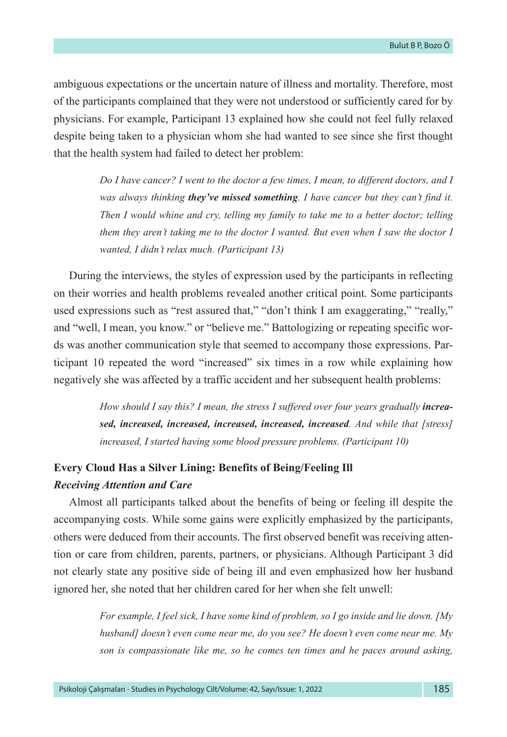ambiguous expectations or the uncertain nature of illness and mortality. Therefore, most of the participants complained that they were not understood or sufficiently cared for by physicians. For example, Participant 13 explained how she could not feel fully relaxed despite being taken to a physician whom she had wanted to see since she first thought that the health system had failed to detect her problem:

> *Do I have cancer? I went to the doctor a few times, I mean, to different doctors, and I was always thinking* ***they've missed something****. I have cancer but they can't find it. Then I would whine and cry, telling my family to take me to a better doctor; telling them they aren't taking me to the doctor I wanted. But even when I saw the doctor I wanted, I didn't relax much. (Participant 13)*

During the interviews, the styles of expression used by the participants in reflecting on their worries and health problems revealed another critical point. Some participants used expressions such as "rest assured that," "don't think I am exaggerating," "really," and "well, I mean, you know." or "believe me." Battologizing or repeating specific words was another communication style that seemed to accompany those expressions. Participant 10 repeated the word "increased" six times in a row while explaining how negatively she was affected by a traffic accident and her subsequent health problems:

> *How should I say this? I mean, the stress I suffered over four years gradually* ***increased, increased, increased, increased, increased, increased****. And while that [stress] increased, I started having some blood pressure problems. (Participant 10)*

## Every Cloud Has a Silver Lining: Benefits of Being/Feeling Ill

### *Receiving Attention and Care*

Almost all participants talked about the benefits of being or feeling ill despite the accompanying costs. While some gains were explicitly emphasized by the participants, others were deduced from their accounts. The first observed benefit was receiving attention or care from children, parents, partners, or physicians. Although Participant 3 did not clearly state any positive side of being ill and even emphasized how her husband ignored her, she noted that her children cared for her when she felt unwell:

> *For example, I feel sick, I have some kind of problem, so I go inside and lie down. [My husband] doesn't even come near me, do you see? He doesn't even come near me. My son is compassionate like me, so he comes ten times and he paces around asking,*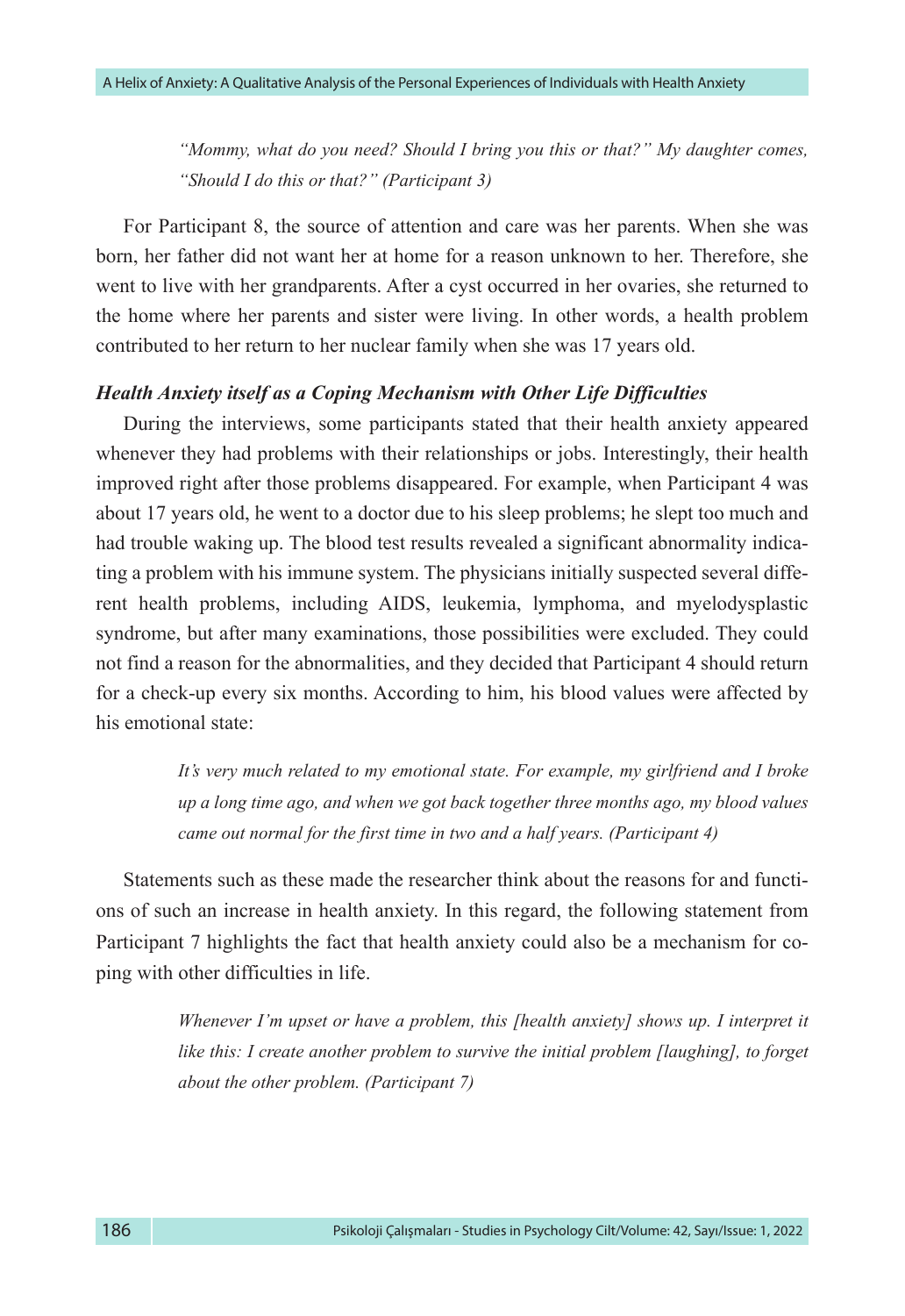> *"Mommy, what do you need? Should I bring you this or that?" My daughter comes, "Should I do this or that?" (Participant 3)*

For Participant 8, the source of attention and care was her parents. When she was born, her father did not want her at home for a reason unknown to her. Therefore, she went to live with her grandparents. After a cyst occurred in her ovaries, she returned to the home where her parents and sister were living. In other words, a health problem contributed to her return to her nuclear family when she was 17 years old.

### *Health Anxiety itself as a Coping Mechanism with Other Life Difficulties*

During the interviews, some participants stated that their health anxiety appeared whenever they had problems with their relationships or jobs. Interestingly, their health improved right after those problems disappeared. For example, when Participant 4 was about 17 years old, he went to a doctor due to his sleep problems; he slept too much and had trouble waking up. The blood test results revealed a significant abnormality indicating a problem with his immune system. The physicians initially suspected several different health problems, including AIDS, leukemia, lymphoma, and myelodysplastic syndrome, but after many examinations, those possibilities were excluded. They could not find a reason for the abnormalities, and they decided that Participant 4 should return for a check-up every six months. According to him, his blood values were affected by his emotional state:

> *It's very much related to my emotional state. For example, my girlfriend and I broke up a long time ago, and when we got back together three months ago, my blood values came out normal for the first time in two and a half years. (Participant 4)*

Statements such as these made the researcher think about the reasons for and functions of such an increase in health anxiety. In this regard, the following statement from Participant 7 highlights the fact that health anxiety could also be a mechanism for coping with other difficulties in life.

> *Whenever I'm upset or have a problem, this [health anxiety] shows up. I interpret it like this: I create another problem to survive the initial problem [laughing], to forget about the other problem. (Participant 7)*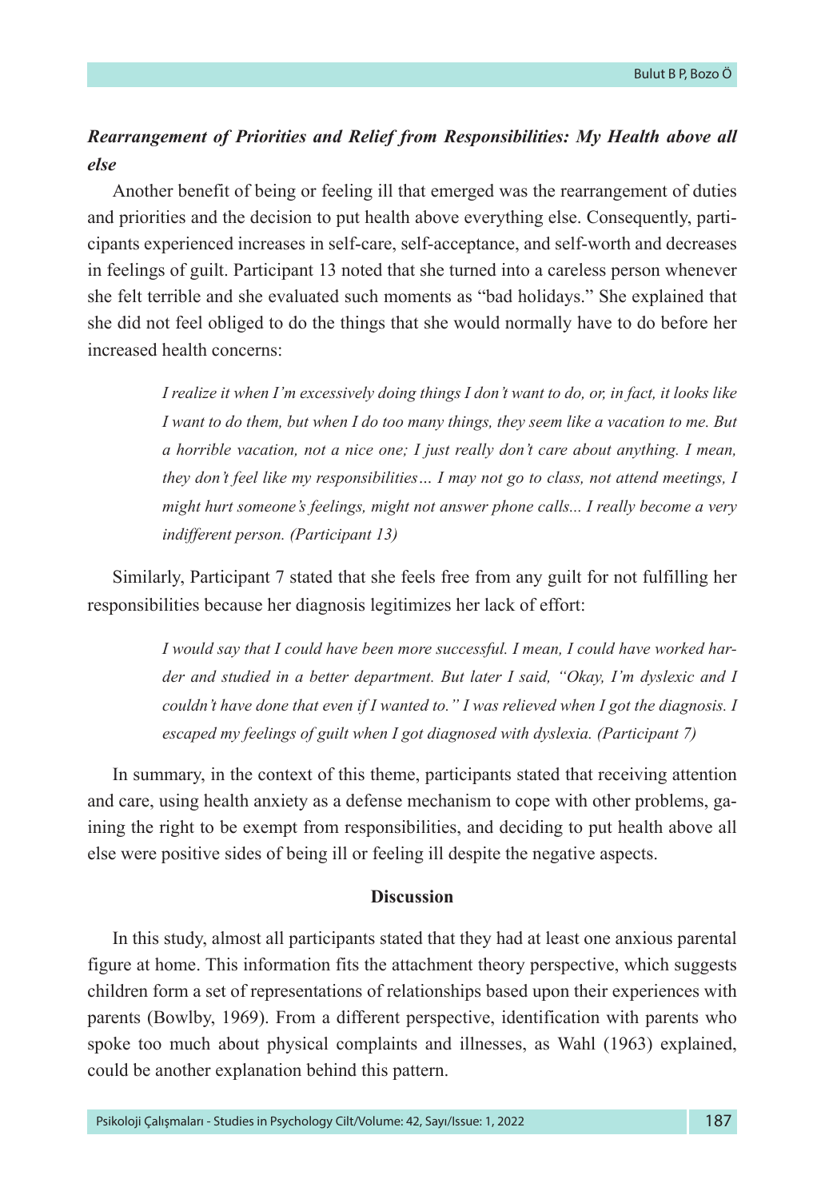### *Rearrangement of Priorities and Relief from Responsibilities: My Health above all else*

Another benefit of being or feeling ill that emerged was the rearrangement of duties and priorities and the decision to put health above everything else. Consequently, participants experienced increases in self-care, self-acceptance, and self-worth and decreases in feelings of guilt. Participant 13 noted that she turned into a careless person whenever she felt terrible and she evaluated such moments as "bad holidays." She explained that she did not feel obliged to do the things that she would normally have to do before her increased health concerns:

> *I realize it when I'm excessively doing things I don't want to do, or, in fact, it looks like I want to do them, but when I do too many things, they seem like a vacation to me. But a horrible vacation, not a nice one; I just really don't care about anything. I mean, they don't feel like my responsibilities… I may not go to class, not attend meetings, I might hurt someone's feelings, might not answer phone calls... I really become a very indifferent person. (Participant 13)*

Similarly, Participant 7 stated that she feels free from any guilt for not fulfilling her responsibilities because her diagnosis legitimizes her lack of effort:

> *I would say that I could have been more successful. I mean, I could have worked harder and studied in a better department. But later I said, "Okay, I'm dyslexic and I couldn't have done that even if I wanted to." I was relieved when I got the diagnosis. I escaped my feelings of guilt when I got diagnosed with dyslexia. (Participant 7)*

In summary, in the context of this theme, participants stated that receiving attention and care, using health anxiety as a defense mechanism to cope with other problems, gaining the right to be exempt from responsibilities, and deciding to put health above all else were positive sides of being ill or feeling ill despite the negative aspects.

## Discussion

In this study, almost all participants stated that they had at least one anxious parental figure at home. This information fits the attachment theory perspective, which suggests children form a set of representations of relationships based upon their experiences with parents (Bowlby, 1969). From a different perspective, identification with parents who spoke too much about physical complaints and illnesses, as Wahl (1963) explained, could be another explanation behind this pattern.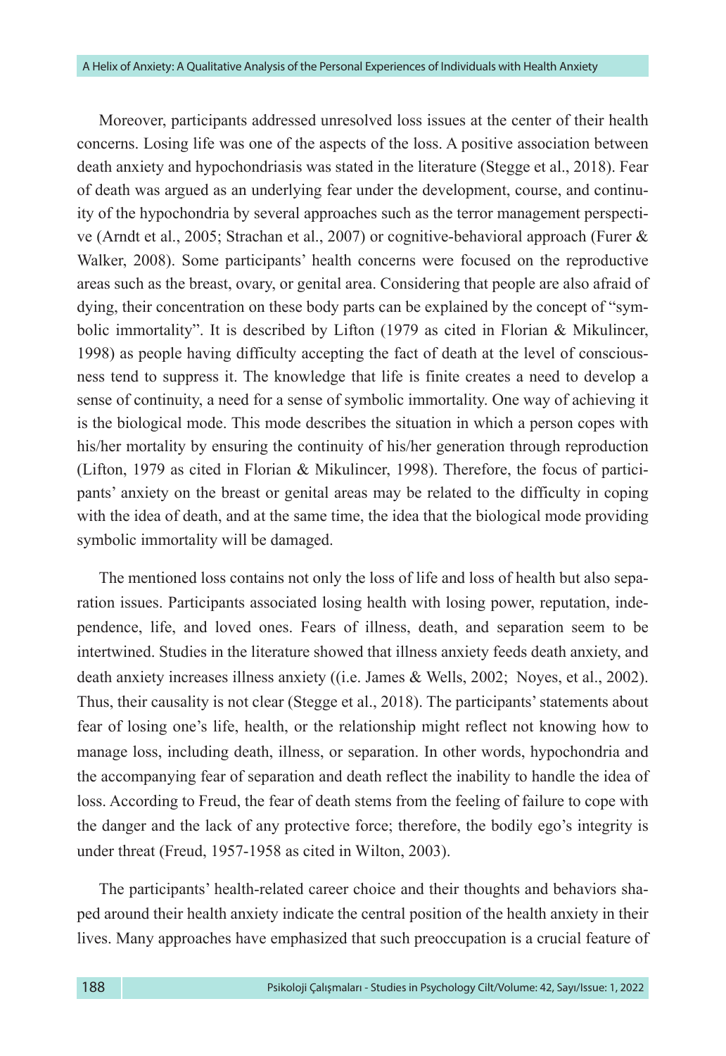Moreover, participants addressed unresolved loss issues at the center of their health concerns. Losing life was one of the aspects of the loss. A positive association between death anxiety and hypochondriasis was stated in the literature (Stegge et al., 2018). Fear of death was argued as an underlying fear under the development, course, and continuity of the hypochondria by several approaches such as the terror management perspective (Arndt et al., 2005; Strachan et al., 2007) or cognitive-behavioral approach (Furer & Walker, 2008). Some participants' health concerns were focused on the reproductive areas such as the breast, ovary, or genital area. Considering that people are also afraid of dying, their concentration on these body parts can be explained by the concept of "symbolic immortality". It is described by Lifton (1979 as cited in Florian & Mikulincer, 1998) as people having difficulty accepting the fact of death at the level of consciousness tend to suppress it. The knowledge that life is finite creates a need to develop a sense of continuity, a need for a sense of symbolic immortality. One way of achieving it is the biological mode. This mode describes the situation in which a person copes with his/her mortality by ensuring the continuity of his/her generation through reproduction (Lifton, 1979 as cited in Florian & Mikulincer, 1998). Therefore, the focus of participants' anxiety on the breast or genital areas may be related to the difficulty in coping with the idea of death, and at the same time, the idea that the biological mode providing symbolic immortality will be damaged.

The mentioned loss contains not only the loss of life and loss of health but also separation issues. Participants associated losing health with losing power, reputation, independence, life, and loved ones. Fears of illness, death, and separation seem to be intertwined. Studies in the literature showed that illness anxiety feeds death anxiety, and death anxiety increases illness anxiety ((i.e. James & Wells, 2002; Noyes, et al., 2002). Thus, their causality is not clear (Stegge et al., 2018). The participants' statements about fear of losing one's life, health, or the relationship might reflect not knowing how to manage loss, including death, illness, or separation. In other words, hypochondria and the accompanying fear of separation and death reflect the inability to handle the idea of loss. According to Freud, the fear of death stems from the feeling of failure to cope with the danger and the lack of any protective force; therefore, the bodily ego's integrity is under threat (Freud, 1957-1958 as cited in Wilton, 2003).

The participants' health-related career choice and their thoughts and behaviors shaped around their health anxiety indicate the central position of the health anxiety in their lives. Many approaches have emphasized that such preoccupation is a crucial feature of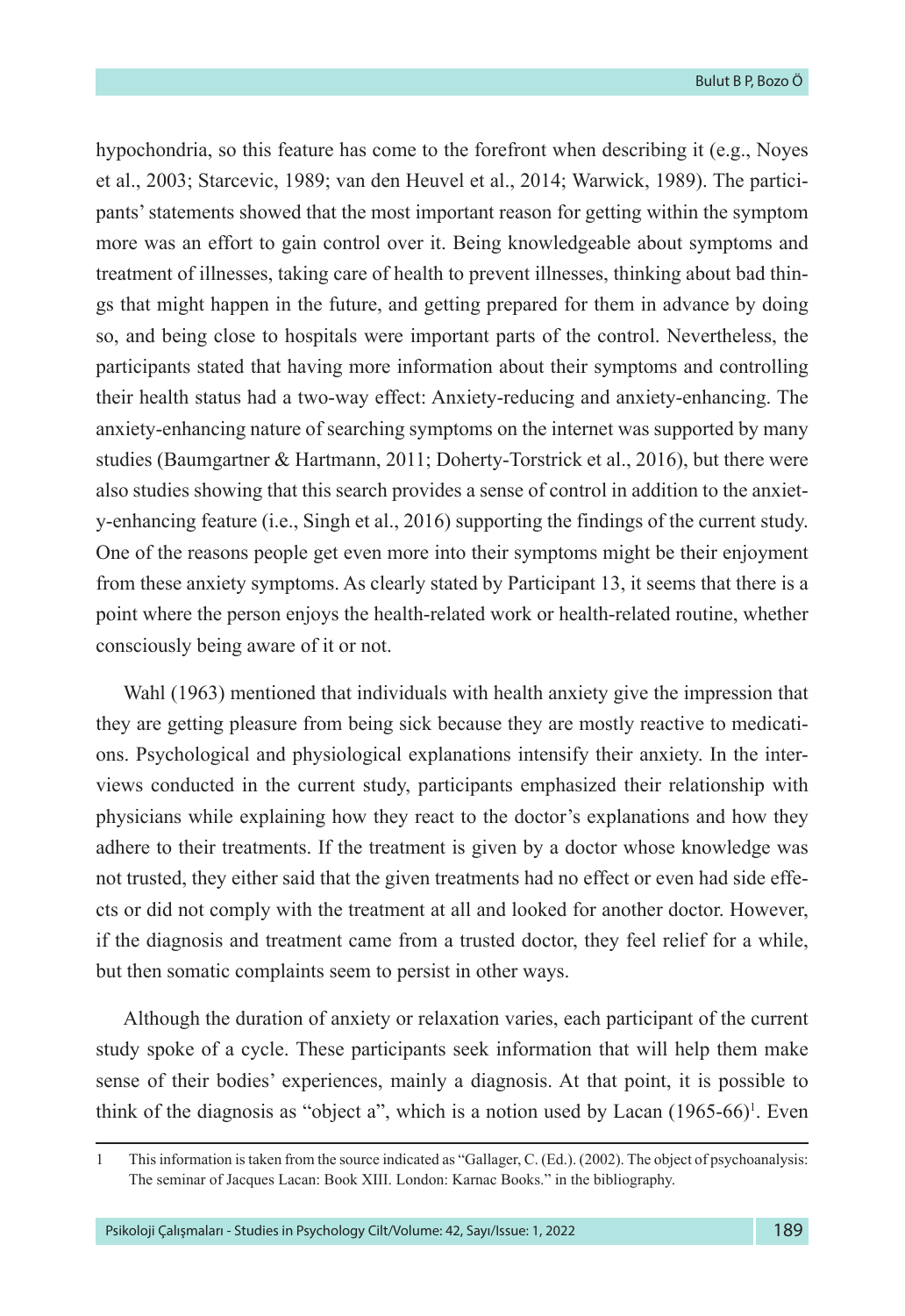hypochondria, so this feature has come to the forefront when describing it (e.g., Noyes et al., 2003; Starcevic, 1989; van den Heuvel et al., 2014; Warwick, 1989). The participants' statements showed that the most important reason for getting within the symptom more was an effort to gain control over it. Being knowledgeable about symptoms and treatment of illnesses, taking care of health to prevent illnesses, thinking about bad things that might happen in the future, and getting prepared for them in advance by doing so, and being close to hospitals were important parts of the control. Nevertheless, the participants stated that having more information about their symptoms and controlling their health status had a two-way effect: Anxiety-reducing and anxiety-enhancing. The anxiety-enhancing nature of searching symptoms on the internet was supported by many studies (Baumgartner & Hartmann, 2011; Doherty-Torstrick et al., 2016), but there were also studies showing that this search provides a sense of control in addition to the anxiety-enhancing feature (i.e., Singh et al., 2016) supporting the findings of the current study. One of the reasons people get even more into their symptoms might be their enjoyment from these anxiety symptoms. As clearly stated by Participant 13, it seems that there is a point where the person enjoys the health-related work or health-related routine, whether consciously being aware of it or not.

Wahl (1963) mentioned that individuals with health anxiety give the impression that they are getting pleasure from being sick because they are mostly reactive to medications. Psychological and physiological explanations intensify their anxiety. In the interviews conducted in the current study, participants emphasized their relationship with physicians while explaining how they react to the doctor's explanations and how they adhere to their treatments. If the treatment is given by a doctor whose knowledge was not trusted, they either said that the given treatments had no effect or even had side effects or did not comply with the treatment at all and looked for another doctor. However, if the diagnosis and treatment came from a trusted doctor, they feel relief for a while, but then somatic complaints seem to persist in other ways.

Although the duration of anxiety or relaxation varies, each participant of the current study spoke of a cycle. These participants seek information that will help them make sense of their bodies' experiences, mainly a diagnosis. At that point, it is possible to think of the diagnosis as "object a", which is a notion used by Lacan (1965-66)[1]. Even

[1] This information is taken from the source indicated as "Gallager, C. (Ed.). (2002). The object of psychoanalysis: The seminar of Jacques Lacan: Book XIII. London: Karnac Books." in the bibliography.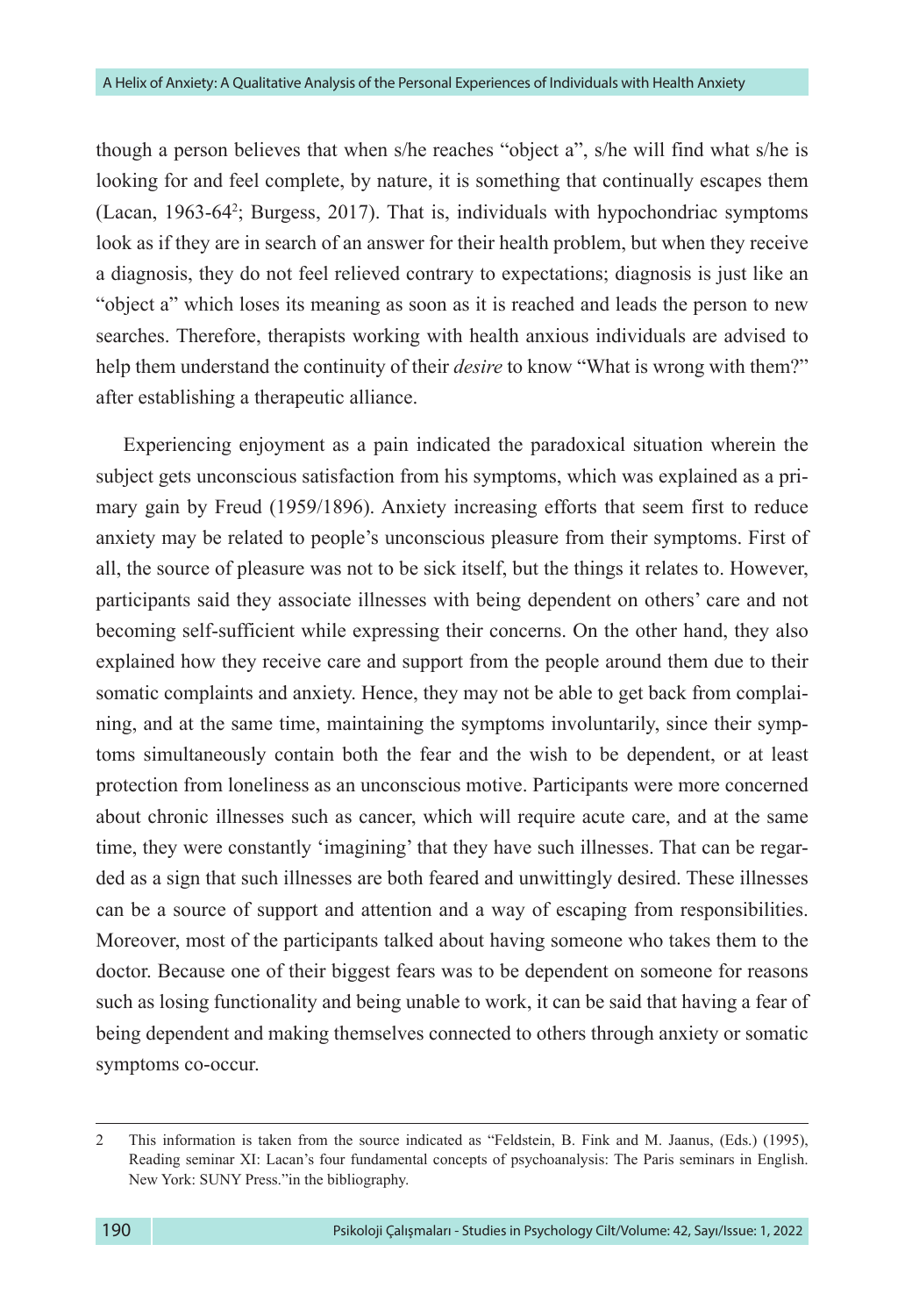though a person believes that when s/he reaches "object a", s/he will find what s/he is looking for and feel complete, by nature, it is something that continually escapes them (Lacan, 1963-64[2]; Burgess, 2017). That is, individuals with hypochondriac symptoms look as if they are in search of an answer for their health problem, but when they receive a diagnosis, they do not feel relieved contrary to expectations; diagnosis is just like an "object a" which loses its meaning as soon as it is reached and leads the person to new searches. Therefore, therapists working with health anxious individuals are advised to help them understand the continuity of their *desire* to know "What is wrong with them?" after establishing a therapeutic alliance.

Experiencing enjoyment as a pain indicated the paradoxical situation wherein the subject gets unconscious satisfaction from his symptoms, which was explained as a primary gain by Freud (1959/1896). Anxiety increasing efforts that seem first to reduce anxiety may be related to people's unconscious pleasure from their symptoms. First of all, the source of pleasure was not to be sick itself, but the things it relates to. However, participants said they associate illnesses with being dependent on others' care and not becoming self-sufficient while expressing their concerns. On the other hand, they also explained how they receive care and support from the people around them due to their somatic complaints and anxiety. Hence, they may not be able to get back from complaining, and at the same time, maintaining the symptoms involuntarily, since their symptoms simultaneously contain both the fear and the wish to be dependent, or at least protection from loneliness as an unconscious motive. Participants were more concerned about chronic illnesses such as cancer, which will require acute care, and at the same time, they were constantly 'imagining' that they have such illnesses. That can be regarded as a sign that such illnesses are both feared and unwittingly desired. These illnesses can be a source of support and attention and a way of escaping from responsibilities. Moreover, most of the participants talked about having someone who takes them to the doctor. Because one of their biggest fears was to be dependent on someone for reasons such as losing functionality and being unable to work, it can be said that having a fear of being dependent and making themselves connected to others through anxiety or somatic symptoms co-occur.

---

2 This information is taken from the source indicated as "Feldstein, B. Fink and M. Jaanus, (Eds.) (1995), Reading seminar XI: Lacan's four fundamental concepts of psychoanalysis: The Paris seminars in English. New York: SUNY Press."in the bibliography.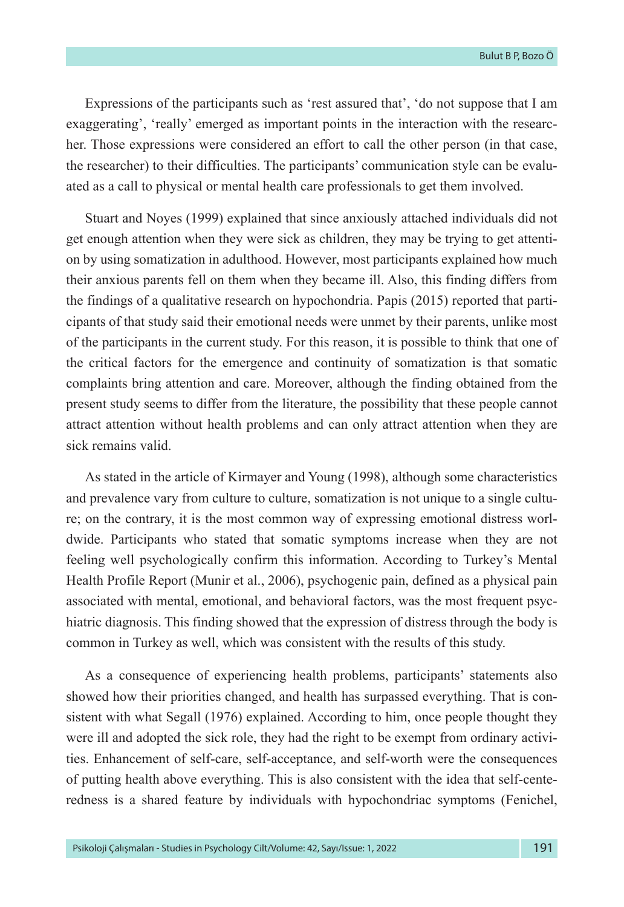Expressions of the participants such as 'rest assured that', 'do not suppose that I am exaggerating', 'really' emerged as important points in the interaction with the researcher. Those expressions were considered an effort to call the other person (in that case, the researcher) to their difficulties. The participants' communication style can be evaluated as a call to physical or mental health care professionals to get them involved.

Stuart and Noyes (1999) explained that since anxiously attached individuals did not get enough attention when they were sick as children, they may be trying to get attention by using somatization in adulthood. However, most participants explained how much their anxious parents fell on them when they became ill. Also, this finding differs from the findings of a qualitative research on hypochondria. Papis (2015) reported that participants of that study said their emotional needs were unmet by their parents, unlike most of the participants in the current study. For this reason, it is possible to think that one of the critical factors for the emergence and continuity of somatization is that somatic complaints bring attention and care. Moreover, although the finding obtained from the present study seems to differ from the literature, the possibility that these people cannot attract attention without health problems and can only attract attention when they are sick remains valid.

As stated in the article of Kirmayer and Young (1998), although some characteristics and prevalence vary from culture to culture, somatization is not unique to a single culture; on the contrary, it is the most common way of expressing emotional distress worldwide. Participants who stated that somatic symptoms increase when they are not feeling well psychologically confirm this information. According to Turkey's Mental Health Profile Report (Munir et al., 2006), psychogenic pain, defined as a physical pain associated with mental, emotional, and behavioral factors, was the most frequent psychiatric diagnosis. This finding showed that the expression of distress through the body is common in Turkey as well, which was consistent with the results of this study.

As a consequence of experiencing health problems, participants' statements also showed how their priorities changed, and health has surpassed everything. That is consistent with what Segall (1976) explained. According to him, once people thought they were ill and adopted the sick role, they had the right to be exempt from ordinary activities. Enhancement of self-care, self-acceptance, and self-worth were the consequences of putting health above everything. This is also consistent with the idea that self-centeredness is a shared feature by individuals with hypochondriac symptoms (Fenichel,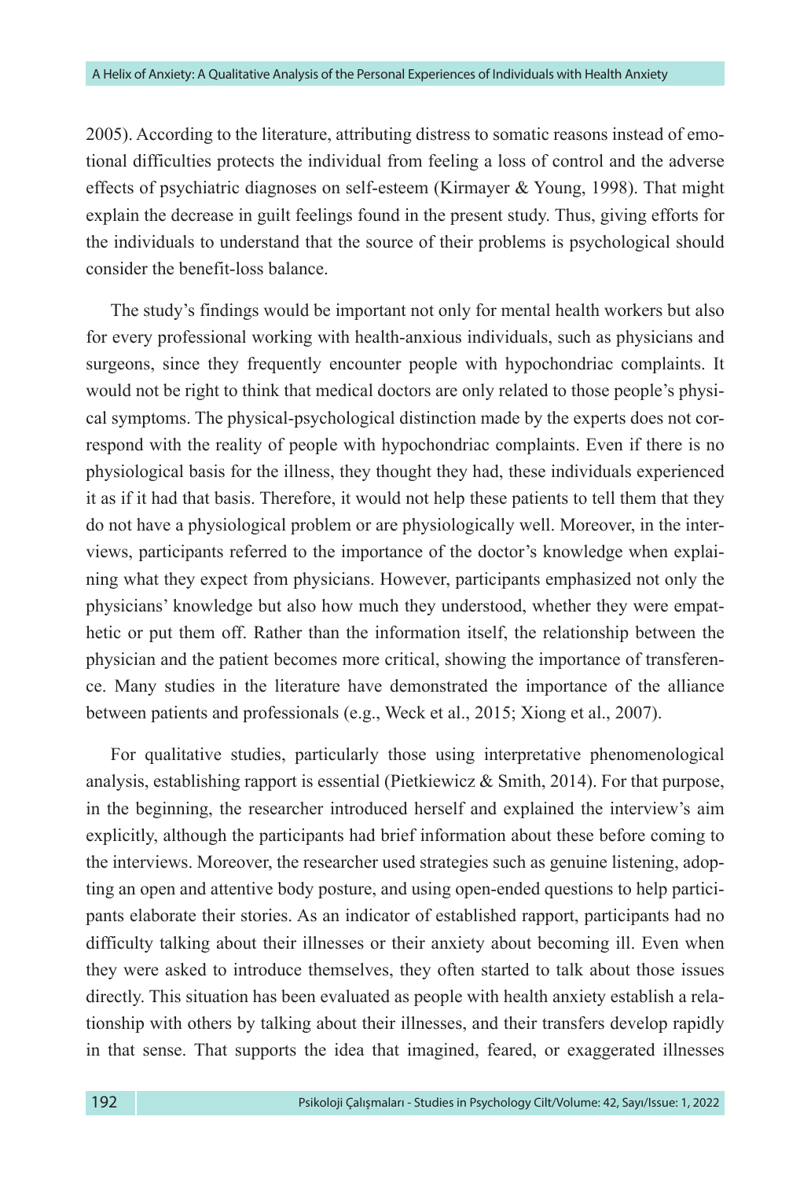2005). According to the literature, attributing distress to somatic reasons instead of emotional difficulties protects the individual from feeling a loss of control and the adverse effects of psychiatric diagnoses on self-esteem (Kirmayer & Young, 1998). That might explain the decrease in guilt feelings found in the present study. Thus, giving efforts for the individuals to understand that the source of their problems is psychological should consider the benefit-loss balance.

The study's findings would be important not only for mental health workers but also for every professional working with health-anxious individuals, such as physicians and surgeons, since they frequently encounter people with hypochondriac complaints. It would not be right to think that medical doctors are only related to those people's physical symptoms. The physical-psychological distinction made by the experts does not correspond with the reality of people with hypochondriac complaints. Even if there is no physiological basis for the illness, they thought they had, these individuals experienced it as if it had that basis. Therefore, it would not help these patients to tell them that they do not have a physiological problem or are physiologically well. Moreover, in the interviews, participants referred to the importance of the doctor's knowledge when explaining what they expect from physicians. However, participants emphasized not only the physicians' knowledge but also how much they understood, whether they were empathetic or put them off. Rather than the information itself, the relationship between the physician and the patient becomes more critical, showing the importance of transference. Many studies in the literature have demonstrated the importance of the alliance between patients and professionals (e.g., Weck et al., 2015; Xiong et al., 2007).

For qualitative studies, particularly those using interpretative phenomenological analysis, establishing rapport is essential (Pietkiewicz & Smith, 2014). For that purpose, in the beginning, the researcher introduced herself and explained the interview's aim explicitly, although the participants had brief information about these before coming to the interviews. Moreover, the researcher used strategies such as genuine listening, adopting an open and attentive body posture, and using open-ended questions to help participants elaborate their stories. As an indicator of established rapport, participants had no difficulty talking about their illnesses or their anxiety about becoming ill. Even when they were asked to introduce themselves, they often started to talk about those issues directly. This situation has been evaluated as people with health anxiety establish a relationship with others by talking about their illnesses, and their transfers develop rapidly in that sense. That supports the idea that imagined, feared, or exaggerated illnesses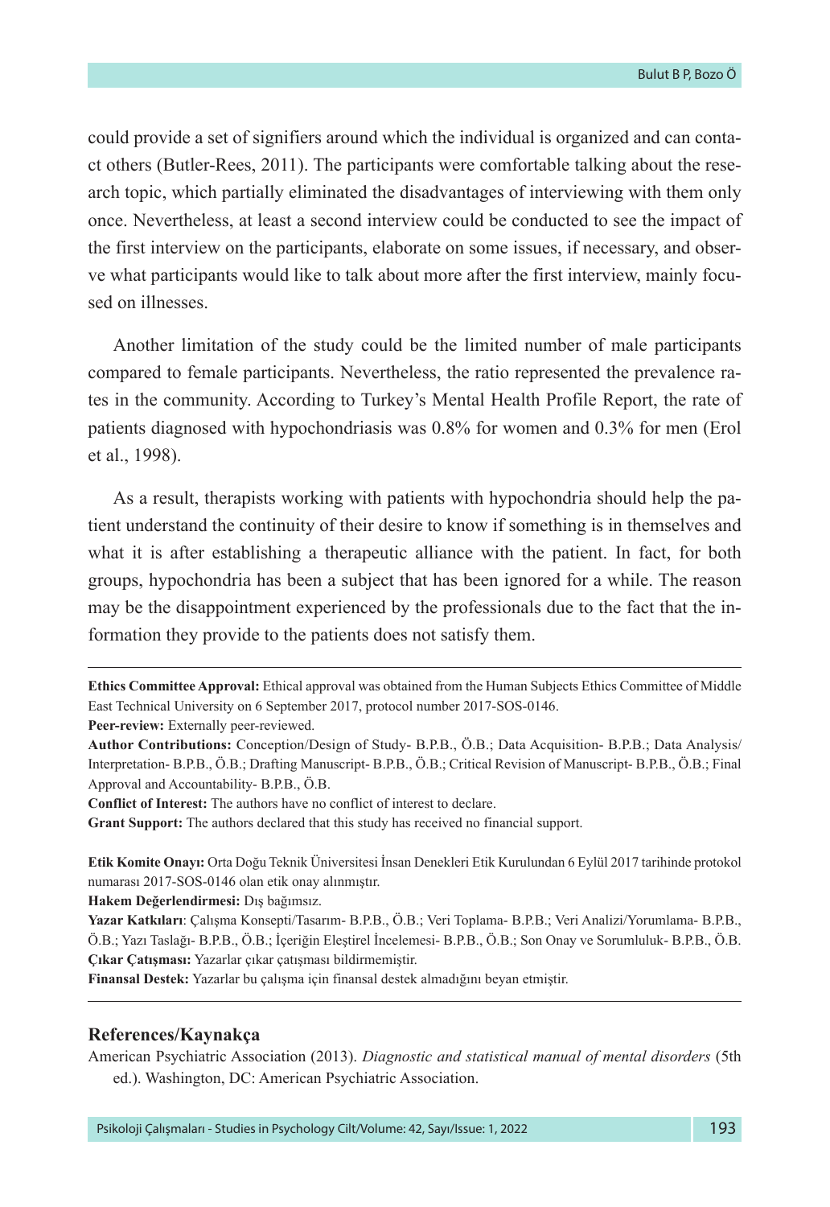could provide a set of signifiers around which the individual is organized and can contact others (Butler-Rees, 2011). The participants were comfortable talking about the research topic, which partially eliminated the disadvantages of interviewing with them only once. Nevertheless, at least a second interview could be conducted to see the impact of the first interview on the participants, elaborate on some issues, if necessary, and observe what participants would like to talk about more after the first interview, mainly focused on illnesses.

Another limitation of the study could be the limited number of male participants compared to female participants. Nevertheless, the ratio represented the prevalence rates in the community. According to Turkey's Mental Health Profile Report, the rate of patients diagnosed with hypochondriasis was 0.8% for women and 0.3% for men (Erol et al., 1998).

As a result, therapists working with patients with hypochondria should help the patient understand the continuity of their desire to know if something is in themselves and what it is after establishing a therapeutic alliance with the patient. In fact, for both groups, hypochondria has been a subject that has been ignored for a while. The reason may be the disappointment experienced by the professionals due to the fact that the information they provide to the patients does not satisfy them.

---

**Ethics Committee Approval:** Ethical approval was obtained from the Human Subjects Ethics Committee of Middle East Technical University on 6 September 2017, protocol number 2017-SOS-0146.

**Peer-review:** Externally peer-reviewed.

**Author Contributions:** Conception/Design of Study- B.P.B., Ö.B.; Data Acquisition- B.P.B.; Data Analysis/Interpretation- B.P.B., Ö.B.; Drafting Manuscript- B.P.B., Ö.B.; Critical Revision of Manuscript- B.P.B., Ö.B.; Final Approval and Accountability- B.P.B., Ö.B.

**Conflict of Interest:** The authors have no conflict of interest to declare.

**Grant Support:** The authors declared that this study has received no financial support.

**Etik Komite Onayı:** Orta Doğu Teknik Üniversitesi İnsan Denekleri Etik Kurulundan 6 Eylül 2017 tarihinde protokol numarası 2017-SOS-0146 olan etik onay alınmıştır.

**Hakem Değerlendirmesi:** Dış bağımsız.

**Yazar Katkıları**: Çalışma Konsepti/Tasarım- B.P.B., Ö.B.; Veri Toplama- B.P.B.; Veri Analizi/Yorumlama- B.P.B., Ö.B.; Yazı Taslağı- B.P.B., Ö.B.; İçeriğin Eleştirel İncelemesi- B.P.B., Ö.B.; Son Onay ve Sorumluluk- B.P.B., Ö.B.

**Çıkar Çatışması:** Yazarlar çıkar çatışması bildirmemiştir.

**Finansal Destek:** Yazarlar bu çalışma için finansal destek almadığını beyan etmiştir.

---

## References/Kaynakça

American Psychiatric Association (2013). *Diagnostic and statistical manual of mental disorders* (5th ed.). Washington, DC: American Psychiatric Association.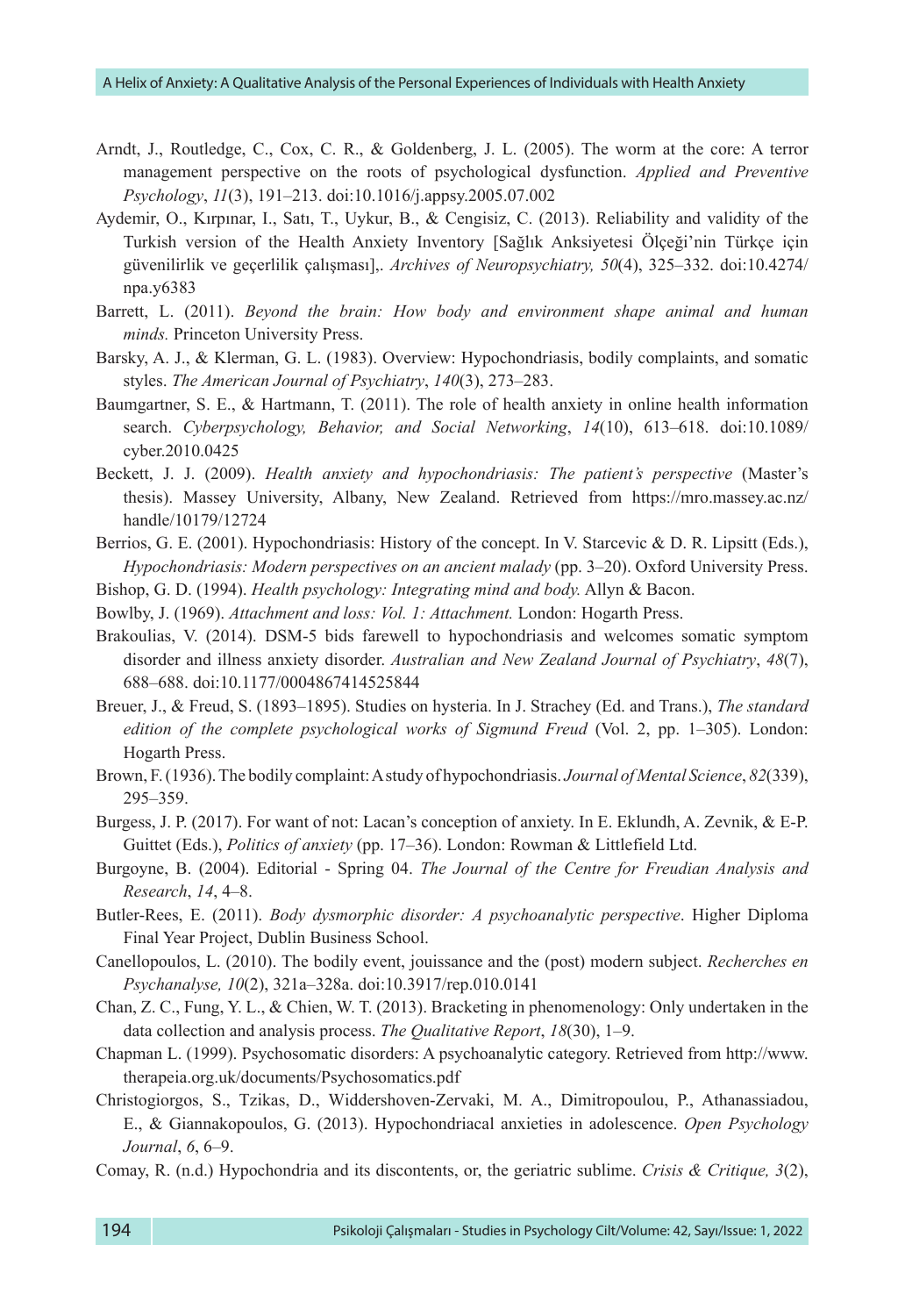Arndt, J., Routledge, C., Cox, C. R., & Goldenberg, J. L. (2005). The worm at the core: A terror management perspective on the roots of psychological dysfunction. *Applied and Preventive Psychology*, *11*(3), 191–213. doi:10.1016/j.appsy.2005.07.002

Aydemir, O., Kırpınar, I., Satı, T., Uykur, B., & Cengisiz, C. (2013). Reliability and validity of the Turkish version of the Health Anxiety Inventory [Sağlık Anksiyetesi Ölçeği'nin Türkçe için güvenilirlik ve geçerlilik çalışması],. *Archives of Neuropsychiatry, 50*(4), 325–332. doi:10.4274/npa.y6383

Barrett, L. (2011). *Beyond the brain: How body and environment shape animal and human minds.* Princeton University Press.

Barsky, A. J., & Klerman, G. L. (1983). Overview: Hypochondriasis, bodily complaints, and somatic styles. *The American Journal of Psychiatry*, *140*(3), 273–283.

Baumgartner, S. E., & Hartmann, T. (2011). The role of health anxiety in online health information search. *Cyberpsychology, Behavior, and Social Networking*, *14*(10), 613–618. doi:10.1089/cyber.2010.0425

Beckett, J. J. (2009). *Health anxiety and hypochondriasis: The patient's perspective* (Master's thesis). Massey University, Albany, New Zealand. Retrieved from https://mro.massey.ac.nz/handle/10179/12724

Berrios, G. E. (2001). Hypochondriasis: History of the concept. In V. Starcevic & D. R. Lipsitt (Eds.), *Hypochondriasis: Modern perspectives on an ancient malady* (pp. 3–20). Oxford University Press.

Bishop, G. D. (1994). *Health psychology: Integrating mind and body.* Allyn & Bacon.

Bowlby, J. (1969). *Attachment and loss: Vol. 1: Attachment.* London: Hogarth Press.

Brakoulias, V. (2014). DSM-5 bids farewell to hypochondriasis and welcomes somatic symptom disorder and illness anxiety disorder. *Australian and New Zealand Journal of Psychiatry*, *48*(7), 688–688. doi:10.1177/0004867414525844

Breuer, J., & Freud, S. (1893–1895). Studies on hysteria. In J. Strachey (Ed. and Trans.), *The standard edition of the complete psychological works of Sigmund Freud* (Vol. 2, pp. 1–305). London: Hogarth Press.

Brown, F. (1936). The bodily complaint: A study of hypochondriasis. *Journal of Mental Science*, *82*(339), 295–359.

Burgess, J. P. (2017). For want of not: Lacan's conception of anxiety. In E. Eklundh, A. Zevnik, & E-P. Guittet (Eds.), *Politics of anxiety* (pp. 17–36). London: Rowman & Littlefield Ltd.

Burgoyne, B. (2004). Editorial - Spring 04. *The Journal of the Centre for Freudian Analysis and Research*, *14*, 4–8.

Butler-Rees, E. (2011). *Body dysmorphic disorder: A psychoanalytic perspective*. Higher Diploma Final Year Project, Dublin Business School.

Canellopoulos, L. (2010). The bodily event, jouissance and the (post) modern subject. *Recherches en Psychanalyse, 10*(2), 321a–328a. doi:10.3917/rep.010.0141

Chan, Z. C., Fung, Y. L., & Chien, W. T. (2013). Bracketing in phenomenology: Only undertaken in the data collection and analysis process. *The Qualitative Report*, *18*(30), 1–9.

Chapman L. (1999). Psychosomatic disorders: A psychoanalytic category. Retrieved from http://www.therapeia.org.uk/documents/Psychosomatics.pdf

Christogiorgos, S., Tzikas, D., Widdershoven-Zervaki, M. A., Dimitropoulou, P., Athanassiadou, E., & Giannakopoulos, G. (2013). Hypochondriacal anxieties in adolescence. *Open Psychology Journal*, *6*, 6–9.

Comay, R. (n.d.) Hypochondria and its discontents, or, the geriatric sublime. *Crisis & Critique, 3*(2),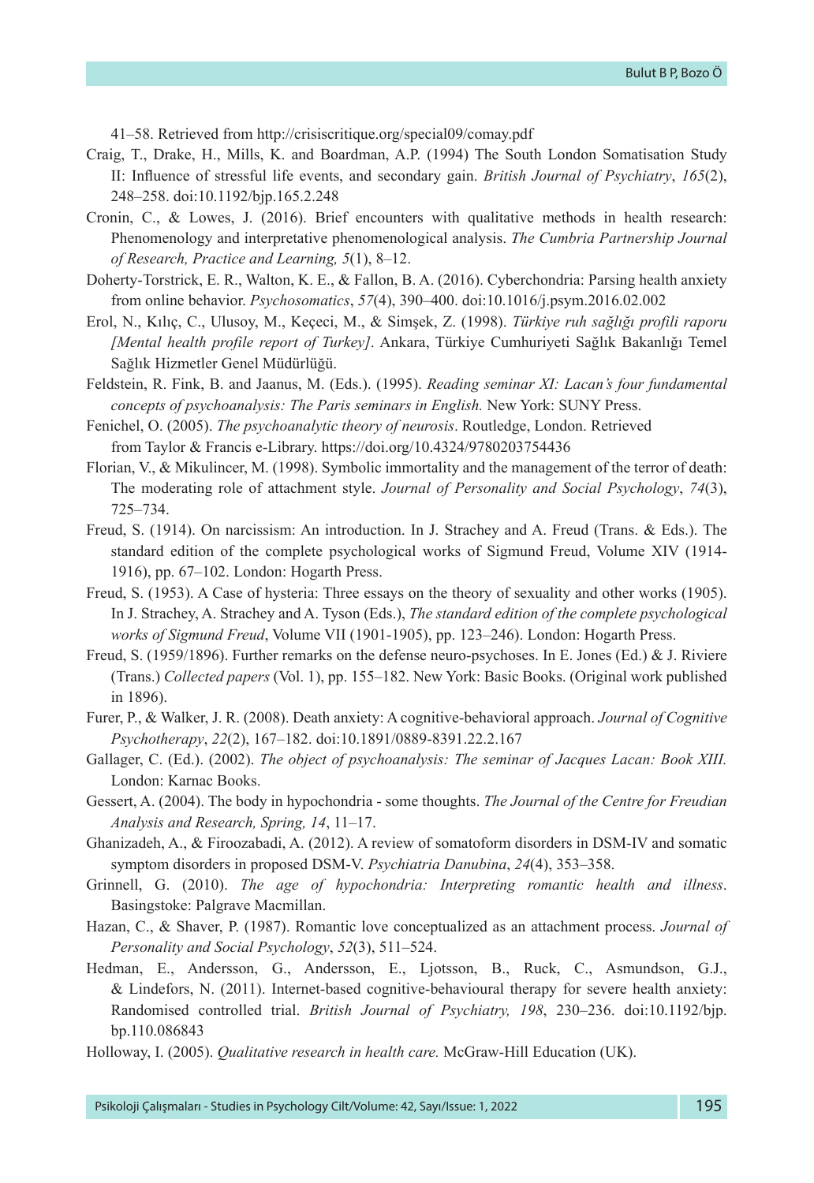41–58. Retrieved from http://crisiscritique.org/special09/comay.pdf

Craig, T., Drake, H., Mills, K. and Boardman, A.P. (1994) The South London Somatisation Study II: Influence of stressful life events, and secondary gain. *British Journal of Psychiatry*, *165*(2), 248–258. doi:10.1192/bjp.165.2.248

Cronin, C., & Lowes, J. (2016). Brief encounters with qualitative methods in health research: Phenomenology and interpretative phenomenological analysis. *The Cumbria Partnership Journal of Research, Practice and Learning, 5*(1), 8–12.

Doherty-Torstrick, E. R., Walton, K. E., & Fallon, B. A. (2016). Cyberchondria: Parsing health anxiety from online behavior. *Psychosomatics*, *57*(4), 390–400. doi:10.1016/j.psym.2016.02.002

Erol, N., Kılıç, C., Ulusoy, M., Keçeci, M., & Simşek, Z. (1998). *Türkiye ruh sağlığı profili raporu [Mental health profile report of Turkey]*. Ankara, Türkiye Cumhuriyeti Sağlık Bakanlığı Temel Sağlık Hizmetler Genel Müdürlüğü.

Feldstein, R. Fink, B. and Jaanus, M. (Eds.). (1995). *Reading seminar XI: Lacan's four fundamental concepts of psychoanalysis: The Paris seminars in English.* New York: SUNY Press.

Fenichel, O. (2005). *The psychoanalytic theory of neurosis*. Routledge, London. Retrieved from Taylor & Francis e-Library. https://doi.org/10.4324/9780203754436

Florian, V., & Mikulincer, M. (1998). Symbolic immortality and the management of the terror of death: The moderating role of attachment style. *Journal of Personality and Social Psychology*, *74*(3), 725–734.

Freud, S. (1914). On narcissism: An introduction. In J. Strachey and A. Freud (Trans. & Eds.). The standard edition of the complete psychological works of Sigmund Freud, Volume XIV (1914-1916), pp. 67–102. London: Hogarth Press.

Freud, S. (1953). A Case of hysteria: Three essays on the theory of sexuality and other works (1905). In J. Strachey, A. Strachey and A. Tyson (Eds.), *The standard edition of the complete psychological works of Sigmund Freud*, Volume VII (1901-1905), pp. 123–246). London: Hogarth Press.

Freud, S. (1959/1896). Further remarks on the defense neuro-psychoses. In E. Jones (Ed.) & J. Riviere (Trans.) *Collected papers* (Vol. 1), pp. 155–182. New York: Basic Books. (Original work published in 1896).

Furer, P., & Walker, J. R. (2008). Death anxiety: A cognitive-behavioral approach. *Journal of Cognitive Psychotherapy*, *22*(2), 167–182. doi:10.1891/0889-8391.22.2.167

Gallager, C. (Ed.). (2002). *The object of psychoanalysis: The seminar of Jacques Lacan: Book XIII.* London: Karnac Books.

Gessert, A. (2004). The body in hypochondria - some thoughts. *The Journal of the Centre for Freudian Analysis and Research, Spring, 14*, 11–17.

Ghanizadeh, A., & Firoozabadi, A. (2012). A review of somatoform disorders in DSM-IV and somatic symptom disorders in proposed DSM-V. *Psychiatria Danubina*, *24*(4), 353–358.

Grinnell, G. (2010). *The age of hypochondria: Interpreting romantic health and illness*. Basingstoke: Palgrave Macmillan.

Hazan, C., & Shaver, P. (1987). Romantic love conceptualized as an attachment process. *Journal of Personality and Social Psychology*, *52*(3), 511–524.

Hedman, E., Andersson, G., Andersson, E., Ljotsson, B., Ruck, C., Asmundson, G.J., & Lindefors, N. (2011). Internet-based cognitive-behavioural therapy for severe health anxiety: Randomised controlled trial. *British Journal of Psychiatry, 198*, 230–236. doi:10.1192/bjp.bp.110.086843

Holloway, I. (2005). *Qualitative research in health care.* McGraw-Hill Education (UK).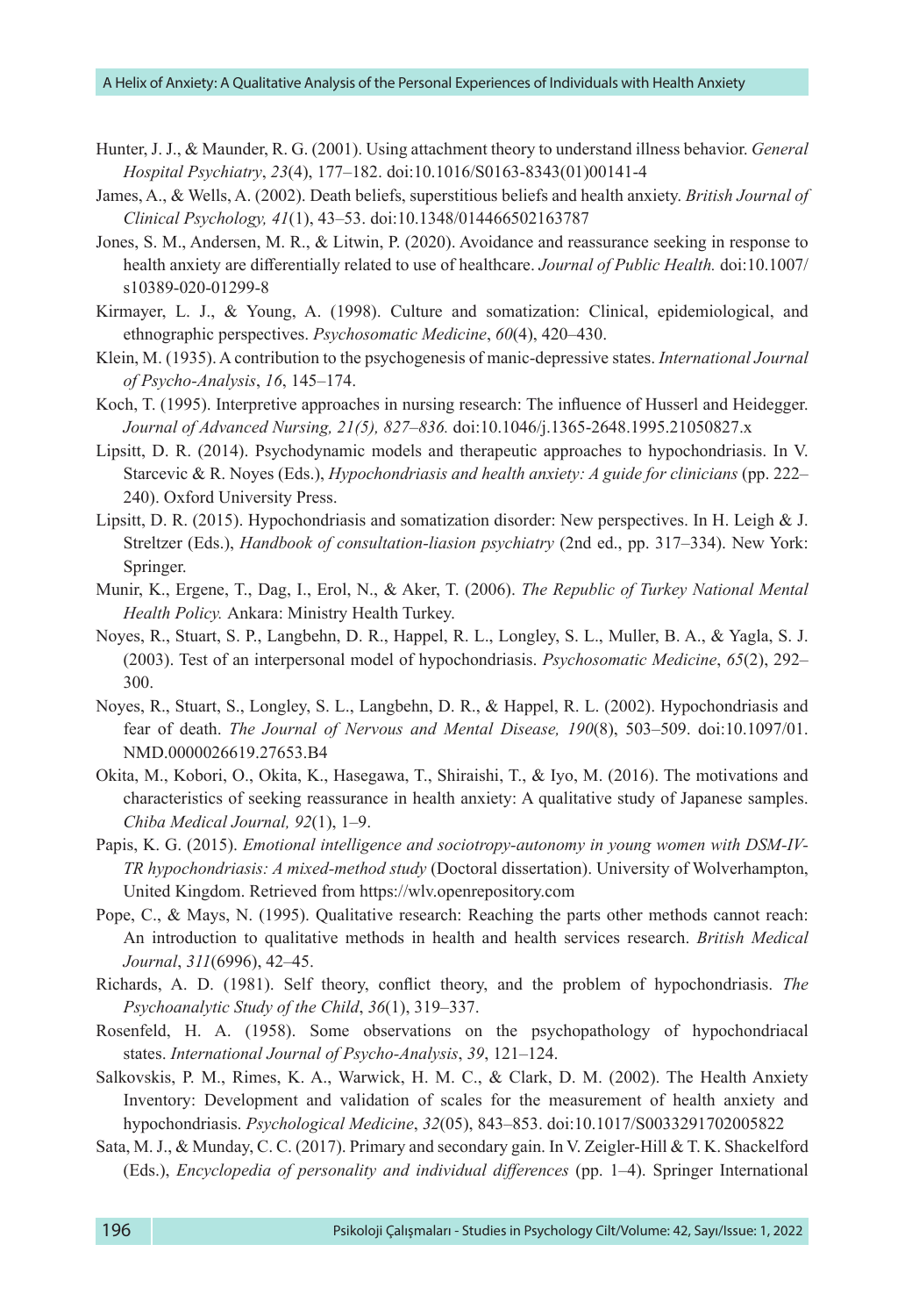Hunter, J. J., & Maunder, R. G. (2001). Using attachment theory to understand illness behavior. *General Hospital Psychiatry*, *23*(4), 177–182. doi:10.1016/S0163-8343(01)00141-4

James, A., & Wells, A. (2002). Death beliefs, superstitious beliefs and health anxiety. *British Journal of Clinical Psychology, 41*(1), 43–53. doi:10.1348/014466502163787

Jones, S. M., Andersen, M. R., & Litwin, P. (2020). Avoidance and reassurance seeking in response to health anxiety are differentially related to use of healthcare. *Journal of Public Health.* doi:10.1007/s10389-020-01299-8

Kirmayer, L. J., & Young, A. (1998). Culture and somatization: Clinical, epidemiological, and ethnographic perspectives. *Psychosomatic Medicine*, *60*(4), 420–430.

Klein, M. (1935). A contribution to the psychogenesis of manic-depressive states. *International Journal of Psycho-Analysis*, *16*, 145–174.

Koch, T. (1995). Interpretive approaches in nursing research: The influence of Husserl and Heidegger. *Journal of Advanced Nursing, 21(5), 827–836.* doi:10.1046/j.1365-2648.1995.21050827.x

Lipsitt, D. R. (2014). Psychodynamic models and therapeutic approaches to hypochondriasis. In V. Starcevic & R. Noyes (Eds.), *Hypochondriasis and health anxiety: A guide for clinicians* (pp. 222–240). Oxford University Press.

Lipsitt, D. R. (2015). Hypochondriasis and somatization disorder: New perspectives. In H. Leigh & J. Streltzer (Eds.), *Handbook of consultation-liasion psychiatry* (2nd ed., pp. 317–334). New York: Springer.

Munir, K., Ergene, T., Dag, I., Erol, N., & Aker, T. (2006). *The Republic of Turkey National Mental Health Policy.* Ankara: Ministry Health Turkey.

Noyes, R., Stuart, S. P., Langbehn, D. R., Happel, R. L., Longley, S. L., Muller, B. A., & Yagla, S. J. (2003). Test of an interpersonal model of hypochondriasis. *Psychosomatic Medicine*, *65*(2), 292–300.

Noyes, R., Stuart, S., Longley, S. L., Langbehn, D. R., & Happel, R. L. (2002). Hypochondriasis and fear of death. *The Journal of Nervous and Mental Disease, 190*(8), 503–509. doi:10.1097/01.NMD.0000026619.27653.B4

Okita, M., Kobori, O., Okita, K., Hasegawa, T., Shiraishi, T., & Iyo, M. (2016). The motivations and characteristics of seeking reassurance in health anxiety: A qualitative study of Japanese samples. *Chiba Medical Journal, 92*(1), 1–9.

Papis, K. G. (2015). *Emotional intelligence and sociotropy-autonomy in young women with DSM-IV-TR hypochondriasis: A mixed-method study* (Doctoral dissertation). University of Wolverhampton, United Kingdom. Retrieved from https://wlv.openrepository.com

Pope, C., & Mays, N. (1995). Qualitative research: Reaching the parts other methods cannot reach: An introduction to qualitative methods in health and health services research. *British Medical Journal*, *311*(6996), 42–45.

Richards, A. D. (1981). Self theory, conflict theory, and the problem of hypochondriasis. *The Psychoanalytic Study of the Child*, *36*(1), 319–337.

Rosenfeld, H. A. (1958). Some observations on the psychopathology of hypochondriacal states. *International Journal of Psycho-Analysis*, *39*, 121–124.

Salkovskis, P. M., Rimes, K. A., Warwick, H. M. C., & Clark, D. M. (2002). The Health Anxiety Inventory: Development and validation of scales for the measurement of health anxiety and hypochondriasis. *Psychological Medicine*, *32*(05), 843–853. doi:10.1017/S0033291702005822

Sata, M. J., & Munday, C. C. (2017). Primary and secondary gain. In V. Zeigler-Hill & T. K. Shackelford (Eds.), *Encyclopedia of personality and individual differences* (pp. 1–4). Springer International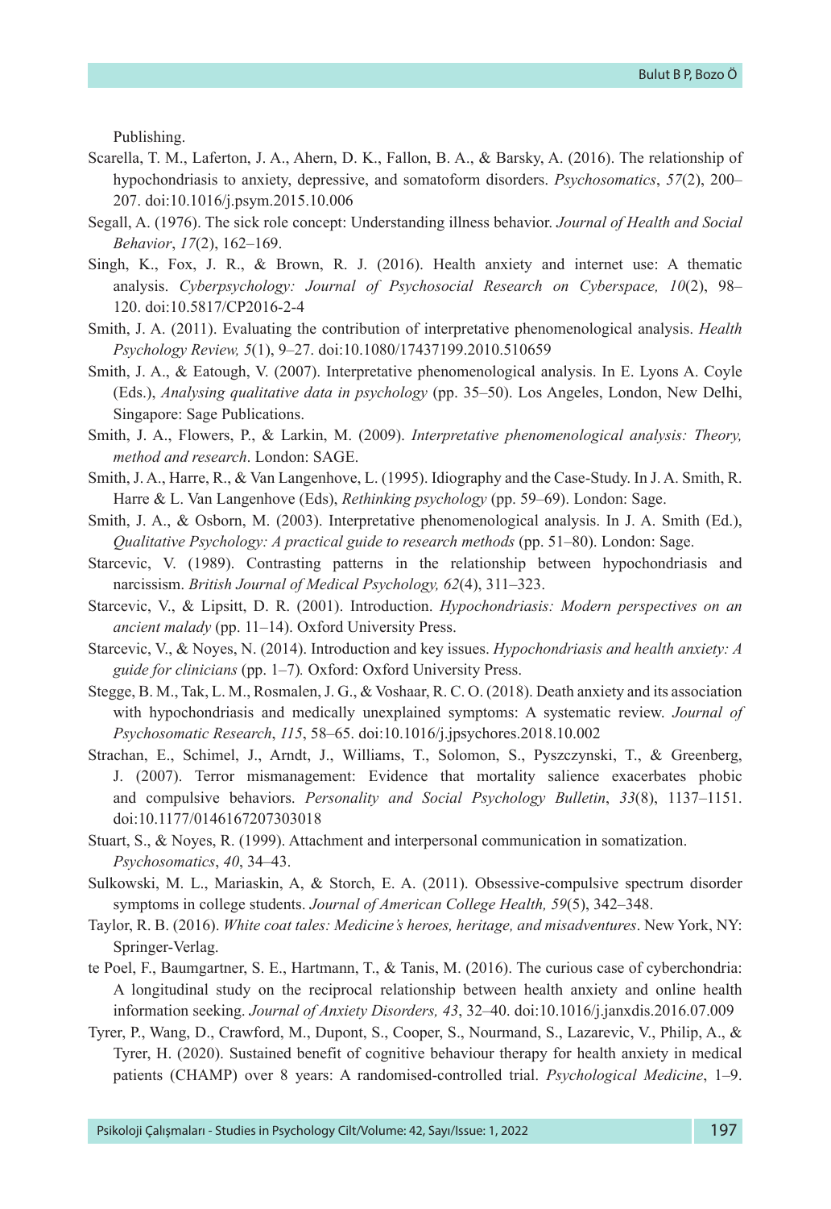Publishing.

Scarella, T. M., Laferton, J. A., Ahern, D. K., Fallon, B. A., & Barsky, A. (2016). The relationship of hypochondriasis to anxiety, depressive, and somatoform disorders. *Psychosomatics*, *57*(2), 200–207. doi:10.1016/j.psym.2015.10.006

Segall, A. (1976). The sick role concept: Understanding illness behavior. *Journal of Health and Social Behavior*, *17*(2), 162–169.

Singh, K., Fox, J. R., & Brown, R. J. (2016). Health anxiety and internet use: A thematic analysis. *Cyberpsychology: Journal of Psychosocial Research on Cyberspace, 10*(2), 98–120. doi:10.5817/CP2016-2-4

Smith, J. A. (2011). Evaluating the contribution of interpretative phenomenological analysis. *Health Psychology Review, 5*(1), 9–27. doi:10.1080/17437199.2010.510659

Smith, J. A., & Eatough, V. (2007). Interpretative phenomenological analysis. In E. Lyons A. Coyle (Eds.), *Analysing qualitative data in psychology* (pp. 35–50). Los Angeles, London, New Delhi, Singapore: Sage Publications.

Smith, J. A., Flowers, P., & Larkin, M. (2009). *Interpretative phenomenological analysis: Theory, method and research*. London: SAGE.

Smith, J. A., Harre, R., & Van Langenhove, L. (1995). Idiography and the Case-Study. In J. A. Smith, R. Harre & L. Van Langenhove (Eds), *Rethinking psychology* (pp. 59–69). London: Sage.

Smith, J. A., & Osborn, M. (2003). Interpretative phenomenological analysis. In J. A. Smith (Ed.), *Qualitative Psychology: A practical guide to research methods* (pp. 51–80). London: Sage.

Starcevic, V. (1989). Contrasting patterns in the relationship between hypochondriasis and narcissism. *British Journal of Medical Psychology, 62*(4), 311–323.

Starcevic, V., & Lipsitt, D. R. (2001). Introduction. *Hypochondriasis: Modern perspectives on an ancient malady* (pp. 11–14). Oxford University Press.

Starcevic, V., & Noyes, N. (2014). Introduction and key issues. *Hypochondriasis and health anxiety: A guide for clinicians* (pp. 1–7). Oxford: Oxford University Press.

Stegge, B. M., Tak, L. M., Rosmalen, J. G., & Voshaar, R. C. O. (2018). Death anxiety and its association with hypochondriasis and medically unexplained symptoms: A systematic review. *Journal of Psychosomatic Research*, *115*, 58–65. doi:10.1016/j.jpsychores.2018.10.002

Strachan, E., Schimel, J., Arndt, J., Williams, T., Solomon, S., Pyszczynski, T., & Greenberg, J. (2007). Terror mismanagement: Evidence that mortality salience exacerbates phobic and compulsive behaviors. *Personality and Social Psychology Bulletin*, *33*(8), 1137–1151. doi:10.1177/0146167207303018

Stuart, S., & Noyes, R. (1999). Attachment and interpersonal communication in somatization. *Psychosomatics*, *40*, 34–43.

Sulkowski, M. L., Mariaskin, A, & Storch, E. A. (2011). Obsessive-compulsive spectrum disorder symptoms in college students. *Journal of American College Health, 59*(5), 342–348.

Taylor, R. B. (2016). *White coat tales: Medicine's heroes, heritage, and misadventures*. New York, NY: Springer-Verlag.

te Poel, F., Baumgartner, S. E., Hartmann, T., & Tanis, M. (2016). The curious case of cyberchondria: A longitudinal study on the reciprocal relationship between health anxiety and online health information seeking. *Journal of Anxiety Disorders, 43*, 32–40. doi:10.1016/j.janxdis.2016.07.009

Tyrer, P., Wang, D., Crawford, M., Dupont, S., Cooper, S., Nourmand, S., Lazarevic, V., Philip, A., & Tyrer, H. (2020). Sustained benefit of cognitive behaviour therapy for health anxiety in medical patients (CHAMP) over 8 years: A randomised-controlled trial. *Psychological Medicine*, 1–9.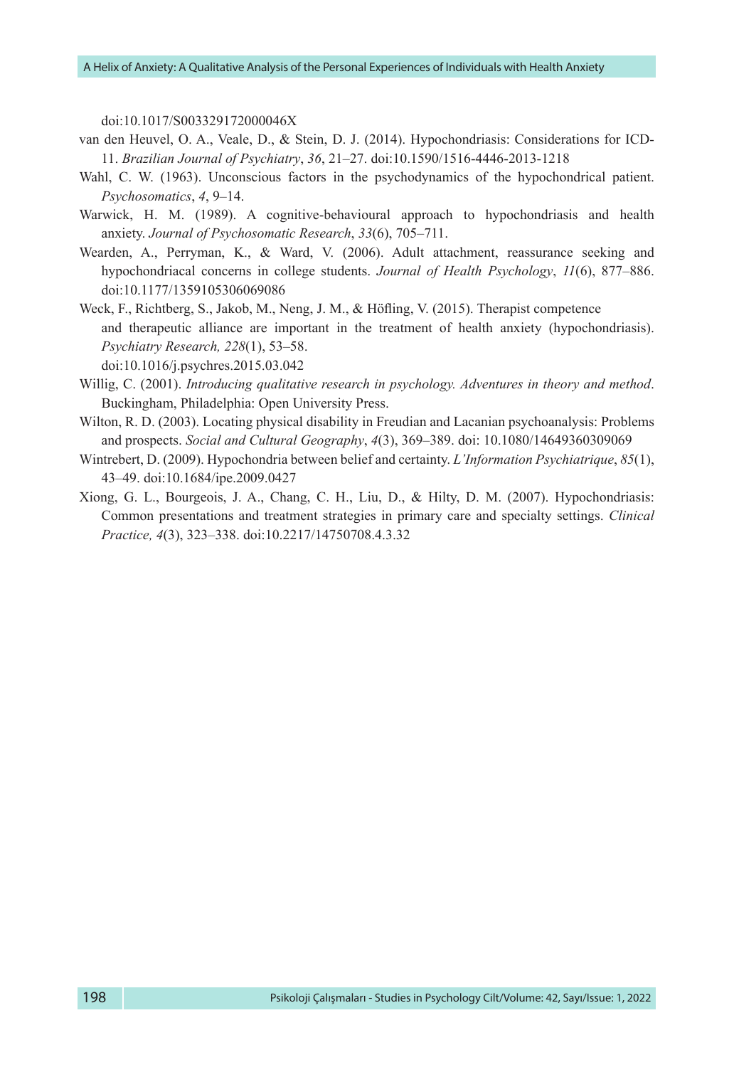doi:10.1017/S003329172000046X

van den Heuvel, O. A., Veale, D., & Stein, D. J. (2014). Hypochondriasis: Considerations for ICD-11. *Brazilian Journal of Psychiatry*, *36*, 21–27. doi:10.1590/1516-4446-2013-1218

Wahl, C. W. (1963). Unconscious factors in the psychodynamics of the hypochondrical patient. *Psychosomatics*, *4*, 9–14.

Warwick, H. M. (1989). A cognitive-behavioural approach to hypochondriasis and health anxiety. *Journal of Psychosomatic Research*, *33*(6), 705–711.

Wearden, A., Perryman, K., & Ward, V. (2006). Adult attachment, reassurance seeking and hypochondriacal concerns in college students. *Journal of Health Psychology*, *11*(6), 877–886. doi:10.1177/1359105306069086

Weck, F., Richtberg, S., Jakob, M., Neng, J. M., & Höfling, V. (2015). Therapist competence and therapeutic alliance are important in the treatment of health anxiety (hypochondriasis). *Psychiatry Research, 228*(1), 53–58. doi:10.1016/j.psychres.2015.03.042

Willig, C. (2001). *Introducing qualitative research in psychology. Adventures in theory and method*. Buckingham, Philadelphia: Open University Press.

Wilton, R. D. (2003). Locating physical disability in Freudian and Lacanian psychoanalysis: Problems and prospects. *Social and Cultural Geography*, *4*(3), 369–389. doi: 10.1080/14649360309069

Wintrebert, D. (2009). Hypochondria between belief and certainty. *L'Information Psychiatrique*, *85*(1), 43–49. doi:10.1684/ipe.2009.0427

Xiong, G. L., Bourgeois, J. A., Chang, C. H., Liu, D., & Hilty, D. M. (2007). Hypochondriasis: Common presentations and treatment strategies in primary care and specialty settings. *Clinical Practice, 4*(3), 323–338. doi:10.2217/14750708.4.3.32